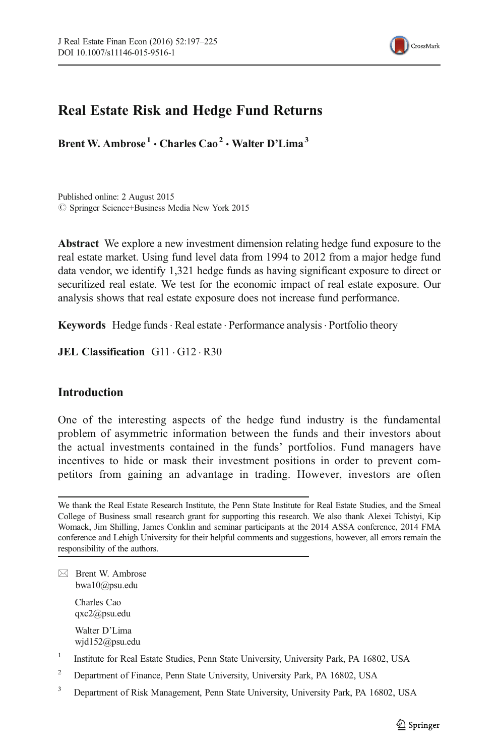# Real Estate Risk and Hedge Fund Returns

**Brent W. Ambrose[1] · Charles Cao[2] · Walter D'Lima[3]**

Published online: 2 August 2015
© Springer Science+Business Media New York 2015

**Abstract** We explore a new investment dimension relating hedge fund exposure to the real estate market. Using fund level data from 1994 to 2012 from a major hedge fund data vendor, we identify 1,321 hedge funds as having significant exposure to direct or securitized real estate. We test for the economic impact of real estate exposure. Our analysis shows that real estate exposure does not increase fund performance.

**Keywords** Hedge funds · Real estate · Performance analysis · Portfolio theory

**JEL Classification** G11 · G12 · R30

## Introduction

One of the interesting aspects of the hedge fund industry is the fundamental problem of asymmetric information between the funds and their investors about the actual investments contained in the funds' portfolios. Fund managers have incentives to hide or mask their investment positions in order to prevent competitors from gaining an advantage in trading. However, investors are often

---

We thank the Real Estate Research Institute, the Penn State Institute for Real Estate Studies, and the Smeal College of Business small research grant for supporting this research. We also thank Alexei Tchistyi, Kip Womack, Jim Shilling, James Conklin and seminar participants at the 2014 ASSA conference, 2014 FMA conference and Lehigh University for their helpful comments and suggestions, however, all errors remain the responsibility of the authors.

✉ Brent W. Ambrose
bwa10@psu.edu

Charles Cao
qxc2@psu.edu

Walter D'Lima
wjd152@psu.edu

[1] Institute for Real Estate Studies, Penn State University, University Park, PA 16802, USA

[2] Department of Finance, Penn State University, University Park, PA 16802, USA

[3] Department of Risk Management, Penn State University, University Park, PA 16802, USA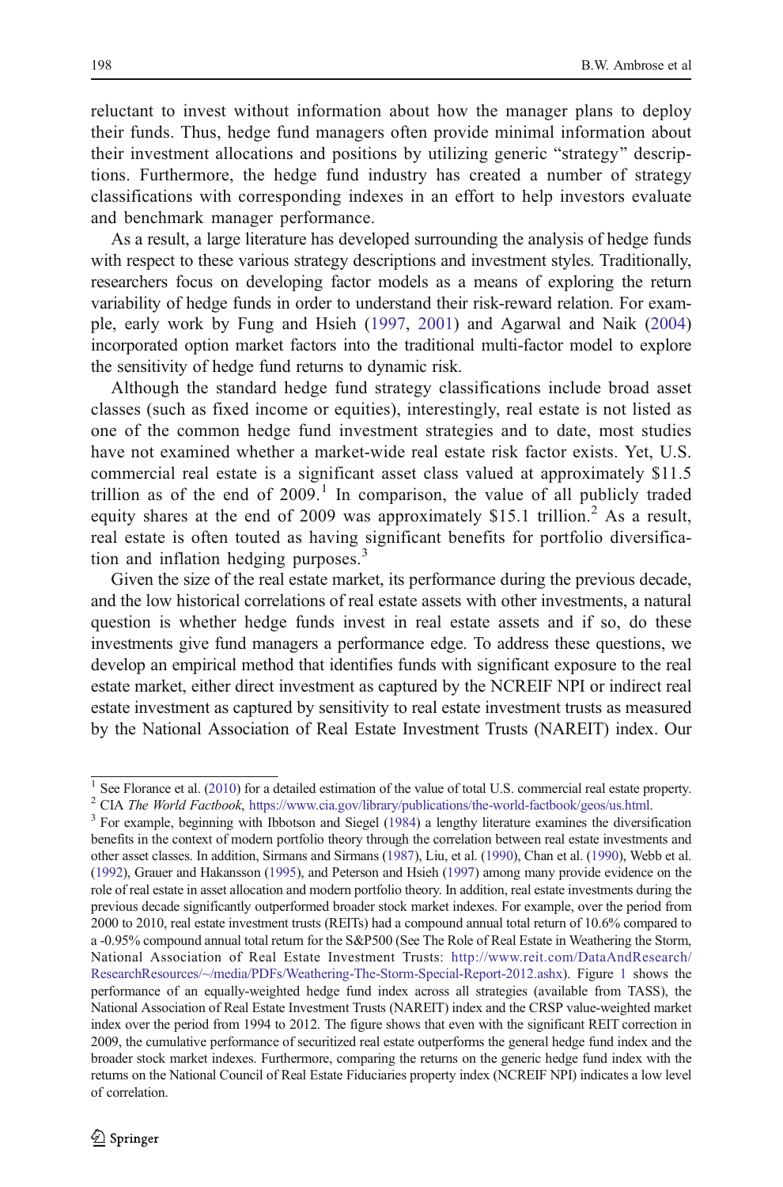reluctant to invest without information about how the manager plans to deploy their funds. Thus, hedge fund managers often provide minimal information about their investment allocations and positions by utilizing generic "strategy" descriptions. Furthermore, the hedge fund industry has created a number of strategy classifications with corresponding indexes in an effort to help investors evaluate and benchmark manager performance.

As a result, a large literature has developed surrounding the analysis of hedge funds with respect to these various strategy descriptions and investment styles. Traditionally, researchers focus on developing factor models as a means of exploring the return variability of hedge funds in order to understand their risk-reward relation. For example, early work by Fung and Hsieh (1997, 2001) and Agarwal and Naik (2004) incorporated option market factors into the traditional multi-factor model to explore the sensitivity of hedge fund returns to dynamic risk.

Although the standard hedge fund strategy classifications include broad asset classes (such as fixed income or equities), interestingly, real estate is not listed as one of the common hedge fund investment strategies and to date, most studies have not examined whether a market-wide real estate risk factor exists. Yet, U.S. commercial real estate is a significant asset class valued at approximately $11.5 trillion as of the end of 2009.[1] In comparison, the value of all publicly traded equity shares at the end of 2009 was approximately $15.1 trillion.[2] As a result, real estate is often touted as having significant benefits for portfolio diversification and inflation hedging purposes.[3]

Given the size of the real estate market, its performance during the previous decade, and the low historical correlations of real estate assets with other investments, a natural question is whether hedge funds invest in real estate assets and if so, do these investments give fund managers a performance edge. To address these questions, we develop an empirical method that identifies funds with significant exposure to the real estate market, either direct investment as captured by the NCREIF NPI or indirect real estate investment as captured by sensitivity to real estate investment trusts as measured by the National Association of Real Estate Investment Trusts (NAREIT) index. Our

---

[1] See Florance et al. (2010) for a detailed estimation of the value of total U.S. commercial real estate property.

[2] CIA *The World Factbook*, https://www.cia.gov/library/publications/the-world-factbook/geos/us.html.

[3] For example, beginning with Ibbotson and Siegel (1984) a lengthy literature examines the diversification benefits in the context of modern portfolio theory through the correlation between real estate investments and other asset classes. In addition, Sirmans and Sirmans (1987), Liu, et al. (1990), Chan et al. (1990), Webb et al. (1992), Grauer and Hakansson (1995), and Peterson and Hsieh (1997) among many provide evidence on the role of real estate in asset allocation and modern portfolio theory. In addition, real estate investments during the previous decade significantly outperformed broader stock market indexes. For example, over the period from 2000 to 2010, real estate investment trusts (REITs) had a compound annual total return of 10.6% compared to a -0.95% compound annual total return for the S&P500 (See The Role of Real Estate in Weathering the Storm, National Association of Real Estate Investment Trusts: http://www.reit.com/DataAndResearch/ResearchResources/~/media/PDFs/Weathering-The-Storm-Special-Report-2012.ashx). Figure 1 shows the performance of an equally-weighted hedge fund index across all strategies (available from TASS), the National Association of Real Estate Investment Trusts (NAREIT) index and the CRSP value-weighted market index over the period from 1994 to 2012. The figure shows that even with the significant REIT correction in 2009, the cumulative performance of securitized real estate outperforms the general hedge fund index and the broader stock market indexes. Furthermore, comparing the returns on the generic hedge fund index with the returns on the National Council of Real Estate Fiduciaries property index (NCREIF NPI) indicates a low level of correlation.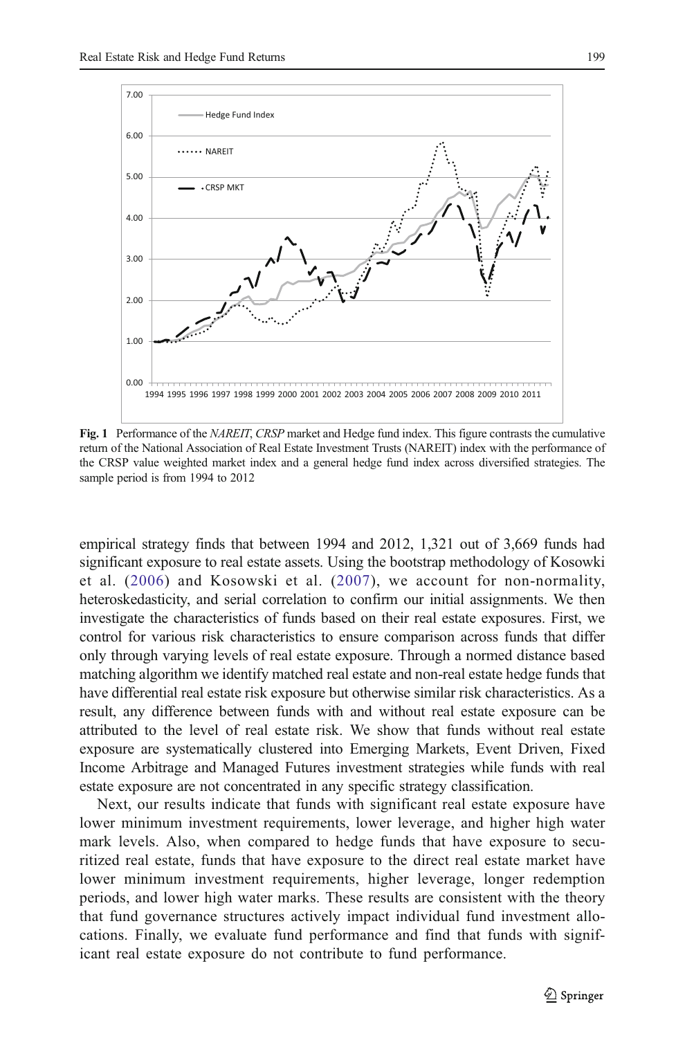**Fig. 1** Performance of the *NAREIT*, *CRSP* market and Hedge fund index. This figure contrasts the cumulative return of the National Association of Real Estate Investment Trusts (NAREIT) index with the performance of the CRSP value weighted market index and a general hedge fund index across diversified strategies. The sample period is from 1994 to 2012

empirical strategy finds that between 1994 and 2012, 1,321 out of 3,669 funds had significant exposure to real estate assets. Using the bootstrap methodology of Kosowki et al. (2006) and Kosowski et al. (2007), we account for non-normality, heteroskedasticity, and serial correlation to confirm our initial assignments. We then investigate the characteristics of funds based on their real estate exposures. First, we control for various risk characteristics to ensure comparison across funds that differ only through varying levels of real estate exposure. Through a normed distance based matching algorithm we identify matched real estate and non-real estate hedge funds that have differential real estate risk exposure but otherwise similar risk characteristics. As a result, any difference between funds with and without real estate exposure can be attributed to the level of real estate risk. We show that funds without real estate exposure are systematically clustered into Emerging Markets, Event Driven, Fixed Income Arbitrage and Managed Futures investment strategies while funds with real estate exposure are not concentrated in any specific strategy classification.

Next, our results indicate that funds with significant real estate exposure have lower minimum investment requirements, lower leverage, and higher high water mark levels. Also, when compared to hedge funds that have exposure to securitized real estate, funds that have exposure to the direct real estate market have lower minimum investment requirements, higher leverage, longer redemption periods, and lower high water marks. These results are consistent with the theory that fund governance structures actively impact individual fund investment allocations. Finally, we evaluate fund performance and find that funds with significant real estate exposure do not contribute to fund performance.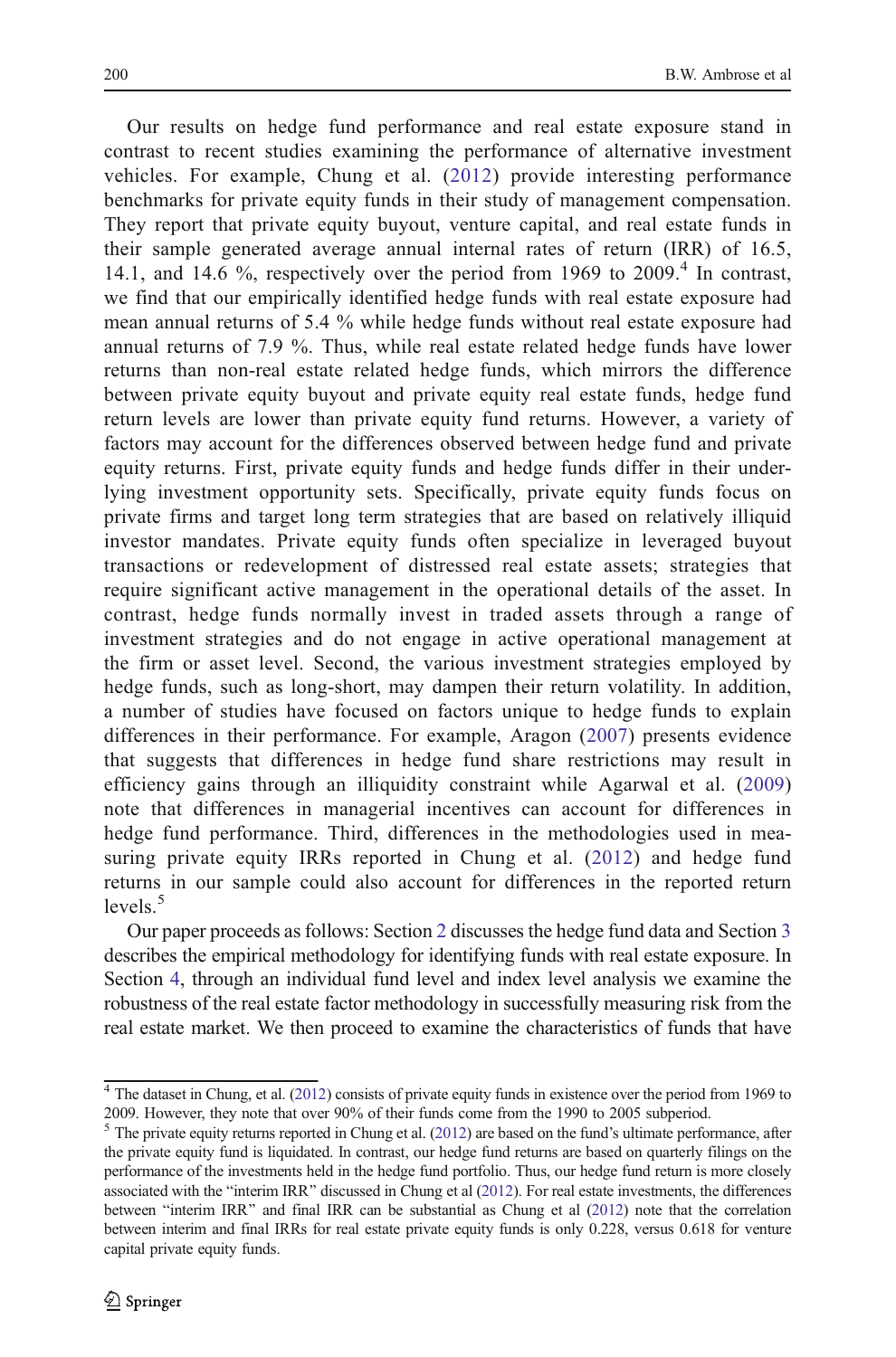Our results on hedge fund performance and real estate exposure stand in contrast to recent studies examining the performance of alternative investment vehicles. For example, Chung et al. (2012) provide interesting performance benchmarks for private equity funds in their study of management compensation. They report that private equity buyout, venture capital, and real estate funds in their sample generated average annual internal rates of return (IRR) of 16.5, 14.1, and 14.6 %, respectively over the period from 1969 to 2009.[4] In contrast, we find that our empirically identified hedge funds with real estate exposure had mean annual returns of 5.4 % while hedge funds without real estate exposure had annual returns of 7.9 %. Thus, while real estate related hedge funds have lower returns than non-real estate related hedge funds, which mirrors the difference between private equity buyout and private equity real estate funds, hedge fund return levels are lower than private equity fund returns. However, a variety of factors may account for the differences observed between hedge fund and private equity returns. First, private equity funds and hedge funds differ in their underlying investment opportunity sets. Specifically, private equity funds focus on private firms and target long term strategies that are based on relatively illiquid investor mandates. Private equity funds often specialize in leveraged buyout transactions or redevelopment of distressed real estate assets; strategies that require significant active management in the operational details of the asset. In contrast, hedge funds normally invest in traded assets through a range of investment strategies and do not engage in active operational management at the firm or asset level. Second, the various investment strategies employed by hedge funds, such as long-short, may dampen their return volatility. In addition, a number of studies have focused on factors unique to hedge funds to explain differences in their performance. For example, Aragon (2007) presents evidence that suggests that differences in hedge fund share restrictions may result in efficiency gains through an illiquidity constraint while Agarwal et al. (2009) note that differences in managerial incentives can account for differences in hedge fund performance. Third, differences in the methodologies used in measuring private equity IRRs reported in Chung et al. (2012) and hedge fund returns in our sample could also account for differences in the reported return levels.[5]

Our paper proceeds as follows: Section 2 discusses the hedge fund data and Section 3 describes the empirical methodology for identifying funds with real estate exposure. In Section 4, through an individual fund level and index level analysis we examine the robustness of the real estate factor methodology in successfully measuring risk from the real estate market. We then proceed to examine the characteristics of funds that have

---

[4] The dataset in Chung, et al. (2012) consists of private equity funds in existence over the period from 1969 to 2009. However, they note that over 90% of their funds come from the 1990 to 2005 subperiod.

[5] The private equity returns reported in Chung et al. (2012) are based on the fund's ultimate performance, after the private equity fund is liquidated. In contrast, our hedge fund returns are based on quarterly filings on the performance of the investments held in the hedge fund portfolio. Thus, our hedge fund return is more closely associated with the "interim IRR" discussed in Chung et al (2012). For real estate investments, the differences between "interim IRR" and final IRR can be substantial as Chung et al (2012) note that the correlation between interim and final IRRs for real estate private equity funds is only 0.228, versus 0.618 for venture capital private equity funds.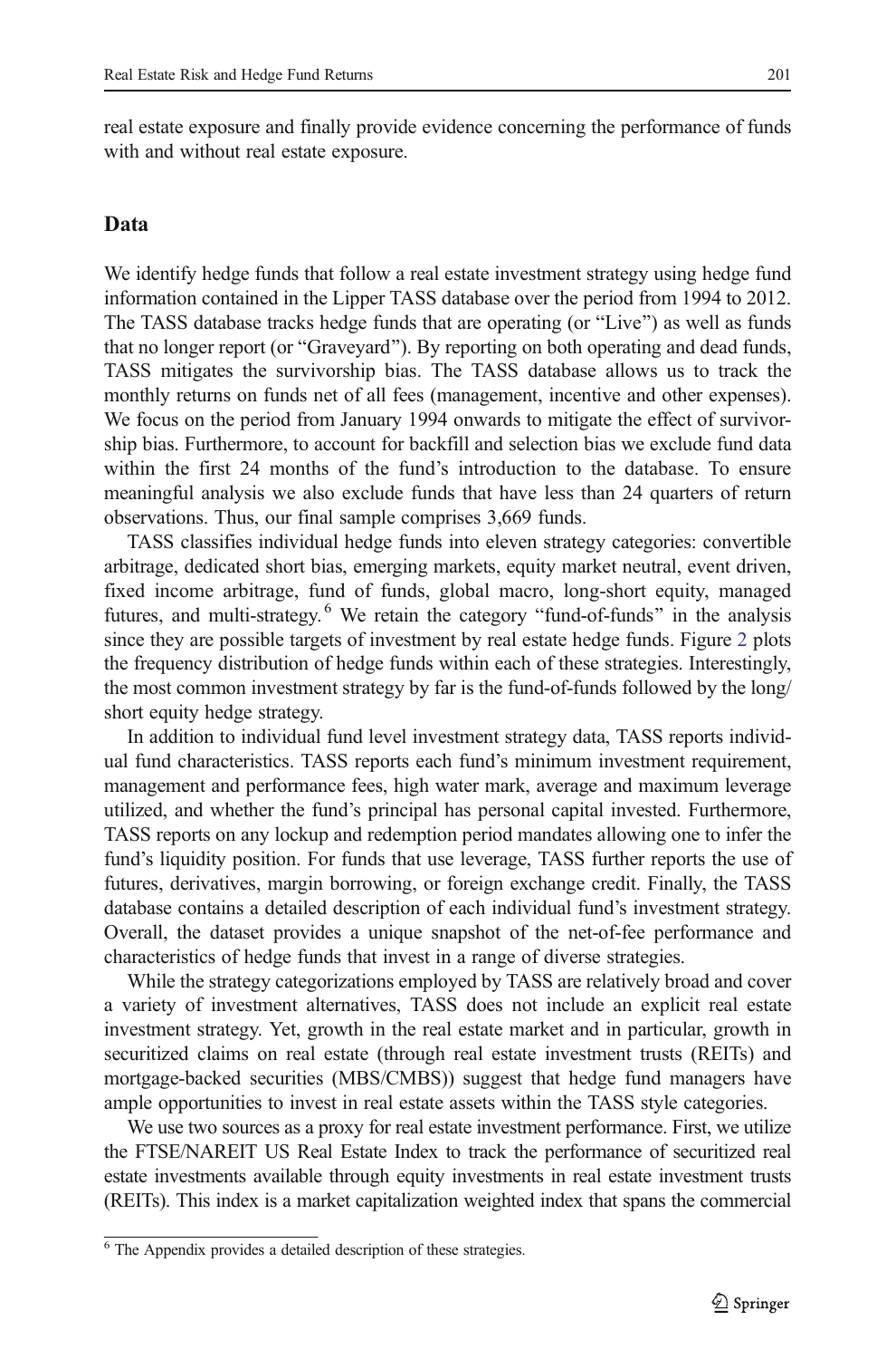real estate exposure and finally provide evidence concerning the performance of funds with and without real estate exposure.

## Data

We identify hedge funds that follow a real estate investment strategy using hedge fund information contained in the Lipper TASS database over the period from 1994 to 2012. The TASS database tracks hedge funds that are operating (or "Live") as well as funds that no longer report (or "Graveyard"). By reporting on both operating and dead funds, TASS mitigates the survivorship bias. The TASS database allows us to track the monthly returns on funds net of all fees (management, incentive and other expenses). We focus on the period from January 1994 onwards to mitigate the effect of survivorship bias. Furthermore, to account for backfill and selection bias we exclude fund data within the first 24 months of the fund's introduction to the database. To ensure meaningful analysis we also exclude funds that have less than 24 quarters of return observations. Thus, our final sample comprises 3,669 funds.

TASS classifies individual hedge funds into eleven strategy categories: convertible arbitrage, dedicated short bias, emerging markets, equity market neutral, event driven, fixed income arbitrage, fund of funds, global macro, long-short equity, managed futures, and multi-strategy.[6] We retain the category "fund-of-funds" in the analysis since they are possible targets of investment by real estate hedge funds. Figure 2 plots the frequency distribution of hedge funds within each of these strategies. Interestingly, the most common investment strategy by far is the fund-of-funds followed by the long/short equity hedge strategy.

In addition to individual fund level investment strategy data, TASS reports individual fund characteristics. TASS reports each fund's minimum investment requirement, management and performance fees, high water mark, average and maximum leverage utilized, and whether the fund's principal has personal capital invested. Furthermore, TASS reports on any lockup and redemption period mandates allowing one to infer the fund's liquidity position. For funds that use leverage, TASS further reports the use of futures, derivatives, margin borrowing, or foreign exchange credit. Finally, the TASS database contains a detailed description of each individual fund's investment strategy. Overall, the dataset provides a unique snapshot of the net-of-fee performance and characteristics of hedge funds that invest in a range of diverse strategies.

While the strategy categorizations employed by TASS are relatively broad and cover a variety of investment alternatives, TASS does not include an explicit real estate investment strategy. Yet, growth in the real estate market and in particular, growth in securitized claims on real estate (through real estate investment trusts (REITs) and mortgage-backed securities (MBS/CMBS)) suggest that hedge fund managers have ample opportunities to invest in real estate assets within the TASS style categories.

We use two sources as a proxy for real estate investment performance. First, we utilize the FTSE/NAREIT US Real Estate Index to track the performance of securitized real estate investments available through equity investments in real estate investment trusts (REITs). This index is a market capitalization weighted index that spans the commercial

[6] The Appendix provides a detailed description of these strategies.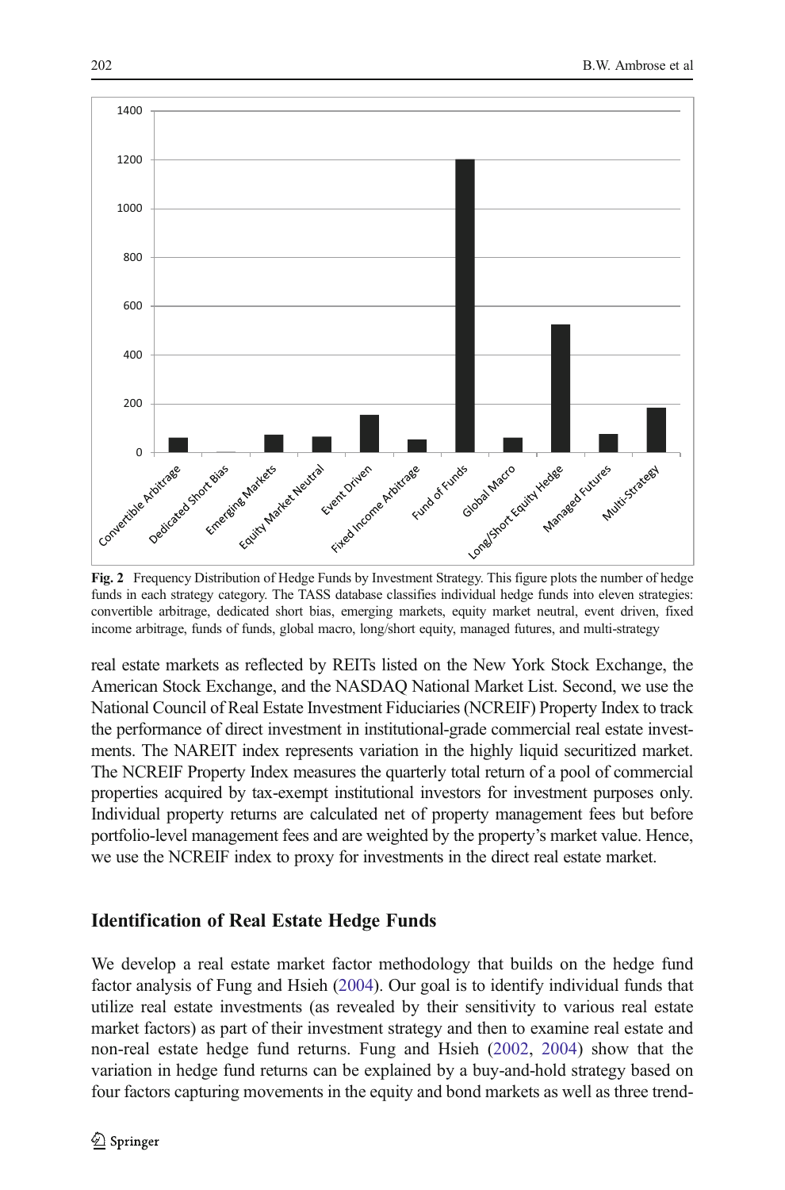Fig. 2 Frequency Distribution of Hedge Funds by Investment Strategy. This figure plots the number of hedge funds in each strategy category. The TASS database classifies individual hedge funds into eleven strategies: convertible arbitrage, dedicated short bias, emerging markets, equity market neutral, event driven, fixed income arbitrage, funds of funds, global macro, long/short equity, managed futures, and multi-strategy

real estate markets as reflected by REITs listed on the New York Stock Exchange, the American Stock Exchange, and the NASDAQ National Market List. Second, we use the National Council of Real Estate Investment Fiduciaries (NCREIF) Property Index to track the performance of direct investment in institutional-grade commercial real estate investments. The NAREIT index represents variation in the highly liquid securitized market. The NCREIF Property Index measures the quarterly total return of a pool of commercial properties acquired by tax-exempt institutional investors for investment purposes only. Individual property returns are calculated net of property management fees but before portfolio-level management fees and are weighted by the property's market value. Hence, we use the NCREIF index to proxy for investments in the direct real estate market.

## Identification of Real Estate Hedge Funds

We develop a real estate market factor methodology that builds on the hedge fund factor analysis of Fung and Hsieh (2004). Our goal is to identify individual funds that utilize real estate investments (as revealed by their sensitivity to various real estate market factors) as part of their investment strategy and then to examine real estate and non-real estate hedge fund returns. Fung and Hsieh (2002, 2004) show that the variation in hedge fund returns can be explained by a buy-and-hold strategy based on four factors capturing movements in the equity and bond markets as well as three trend-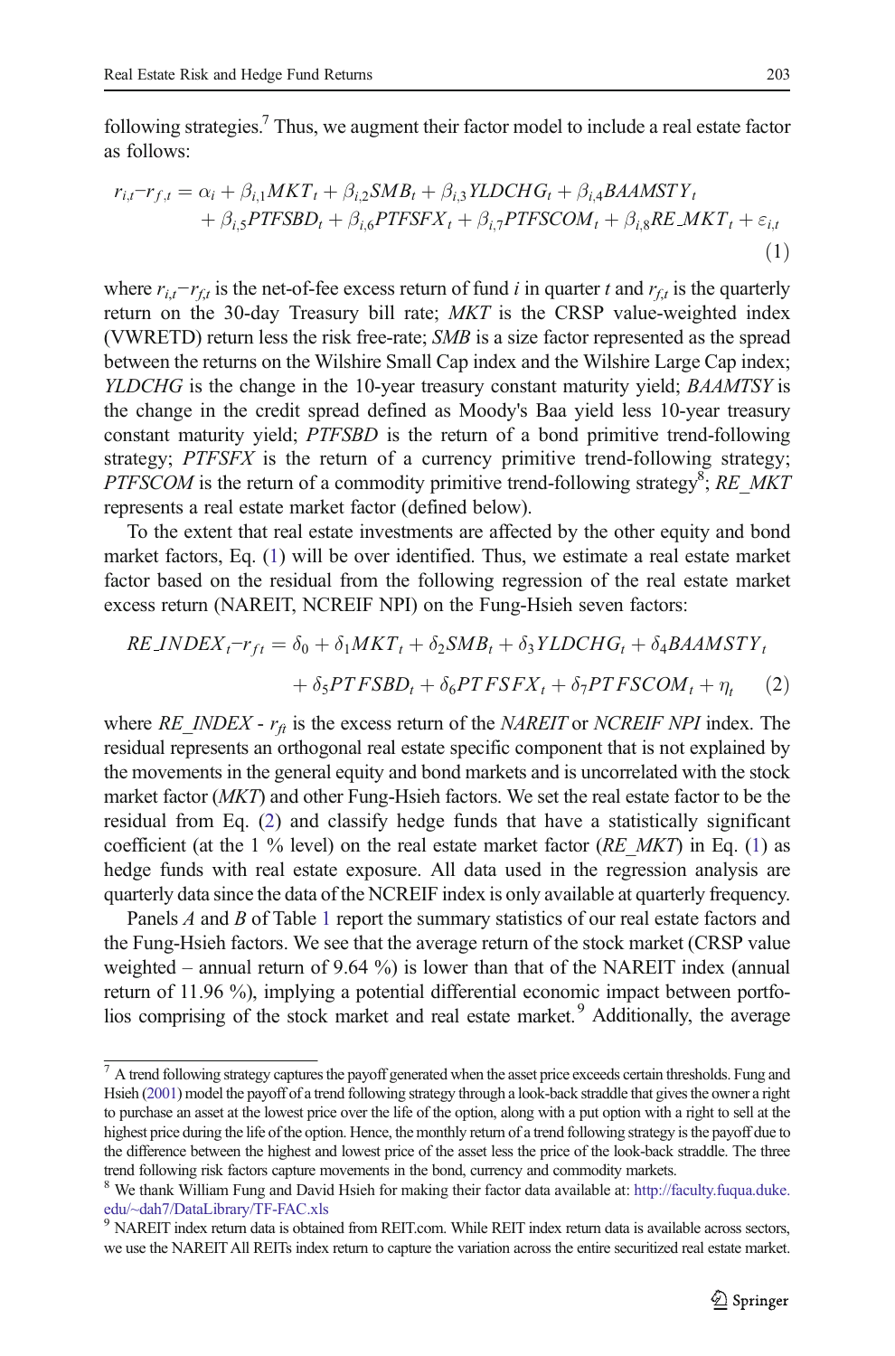following strategies.[7] Thus, we augment their factor model to include a real estate factor as follows:

$$r_{i,t} - r_{f,t} = \alpha_i + \beta_{i,1} MKT_t + \beta_{i,2} SMB_t + \beta_{i,3} YLDCHG_t + \beta_{i,4} BAAMSTY_t + \beta_{i,5} PTFSBD_t + \beta_{i,6} PTFSFX_t + \beta_{i,7} PTFSCOM_t + \beta_{i,8} RE\_MKT_t + \varepsilon_{i,t} \quad (1)$$

where $r_{i,t} - r_{f,t}$ is the net-of-fee excess return of fund $i$ in quarter $t$ and $r_{f,t}$ is the quarterly return on the 30-day Treasury bill rate; *MKT* is the CRSP value-weighted index (VWRETD) return less the risk free-rate; *SMB* is a size factor represented as the spread between the returns on the Wilshire Small Cap index and the Wilshire Large Cap index; *YLDCHG* is the change in the 10-year treasury constant maturity yield; *BAAMTSY* is the change in the credit spread defined as Moody's Baa yield less 10-year treasury constant maturity yield; *PTFSBD* is the return of a bond primitive trend-following strategy; *PTFSFX* is the return of a currency primitive trend-following strategy; *PTFSCOM* is the return of a commodity primitive trend-following strategy[8]; *RE_MKT* represents a real estate market factor (defined below).

To the extent that real estate investments are affected by the other equity and bond market factors, Eq. (1) will be over identified. Thus, we estimate a real estate market factor based on the residual from the following regression of the real estate market excess return (NAREIT, NCREIF NPI) on the Fung-Hsieh seven factors:

$$RE\_INDEX_t - r_{ft} = \delta_0 + \delta_1 MKT_t + \delta_2 SMB_t + \delta_3 YLDCHG_t + \delta_4 BAAMSTY_t + \delta_5 PTFSBD_t + \delta_6 PTFSFX_t + \delta_7 PTFSCOM_t + \eta_t \quad (2)$$

where *RE_INDEX* - $r_{ft}$ is the excess return of the *NAREIT* or *NCREIF NPI* index. The residual represents an orthogonal real estate specific component that is not explained by the movements in the general equity and bond markets and is uncorrelated with the stock market factor (*MKT*) and other Fung-Hsieh factors. We set the real estate factor to be the residual from Eq. (2) and classify hedge funds that have a statistically significant coefficient (at the 1 % level) on the real estate market factor (*RE_MKT*) in Eq. (1) as hedge funds with real estate exposure. All data used in the regression analysis are quarterly data since the data of the NCREIF index is only available at quarterly frequency.

Panels *A* and *B* of Table 1 report the summary statistics of our real estate factors and the Fung-Hsieh factors. We see that the average return of the stock market (CRSP value weighted – annual return of 9.64 %) is lower than that of the NAREIT index (annual return of 11.96 %), implying a potential differential economic impact between portfolios comprising of the stock market and real estate market.[9] Additionally, the average

---

[7] A trend following strategy captures the payoff generated when the asset price exceeds certain thresholds. Fung and Hsieh (2001) model the payoff of a trend following strategy through a look-back straddle that gives the owner a right to purchase an asset at the lowest price over the life of the option, along with a put option with a right to sell at the highest price during the life of the option. Hence, the monthly return of a trend following strategy is the payoff due to the difference between the highest and lowest price of the asset less the price of the look-back straddle. The three trend following risk factors capture movements in the bond, currency and commodity markets.

[8] We thank William Fung and David Hsieh for making their factor data available at: http://faculty.fuqua.duke.edu/~dah7/DataLibrary/TF-FAC.xls

[9] NAREIT index return data is obtained from REIT.com. While REIT index return data is available across sectors, we use the NAREIT All REITs index return to capture the variation across the entire securitized real estate market.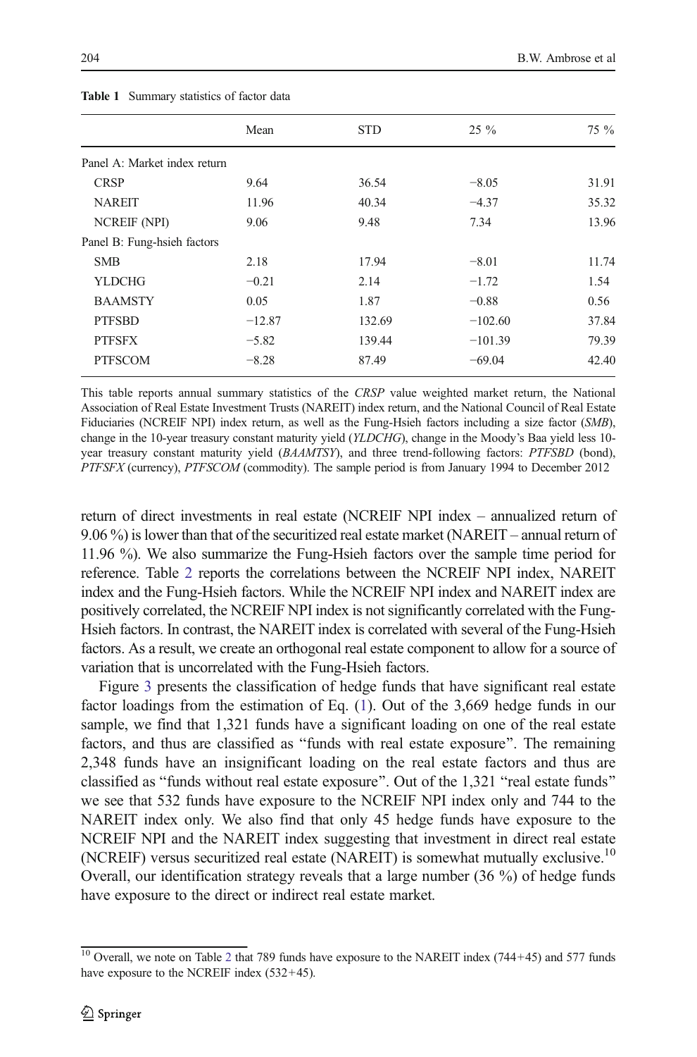**Table 1** Summary statistics of factor data

| | Mean | STD | 25 % | 75 % |
|---|---|---|---|---|
| Panel A: Market index return | | | | |
| CRSP | 9.64 | 36.54 | −8.05 | 31.91 |
| NAREIT | 11.96 | 40.34 | −4.37 | 35.32 |
| NCREIF (NPI) | 9.06 | 9.48 | 7.34 | 13.96 |
| Panel B: Fung-hsieh factors | | | | |
| SMB | 2.18 | 17.94 | −8.01 | 11.74 |
| YLDCHG | −0.21 | 2.14 | −1.72 | 1.54 |
| BAAMSTY | 0.05 | 1.87 | −0.88 | 0.56 |
| PTFSBD | −12.87 | 132.69 | −102.60 | 37.84 |
| PTFSFX | −5.82 | 139.44 | −101.39 | 79.39 |
| PTFSCOM | −8.28 | 87.49 | −69.04 | 42.40 |

This table reports annual summary statistics of the *CRSP* value weighted market return, the National Association of Real Estate Investment Trusts (NAREIT) index return, and the National Council of Real Estate Fiduciaries (NCREIF NPI) index return, as well as the Fung-Hsieh factors including a size factor (*SMB*), change in the 10-year treasury constant maturity yield (*YLDCHG*), change in the Moody's Baa yield less 10-year treasury constant maturity yield (*BAAMTSY*), and three trend-following factors: *PTFSBD* (bond), *PTFSFX* (currency), *PTFSCOM* (commodity). The sample period is from January 1994 to December 2012

return of direct investments in real estate (NCREIF NPI index – annualized return of 9.06 %) is lower than that of the securitized real estate market (NAREIT – annual return of 11.96 %). We also summarize the Fung-Hsieh factors over the sample time period for reference. Table 2 reports the correlations between the NCREIF NPI index, NAREIT index and the Fung-Hsieh factors. While the NCREIF NPI index and NAREIT index are positively correlated, the NCREIF NPI index is not significantly correlated with the Fung-Hsieh factors. In contrast, the NAREIT index is correlated with several of the Fung-Hsieh factors. As a result, we create an orthogonal real estate component to allow for a source of variation that is uncorrelated with the Fung-Hsieh factors.

Figure 3 presents the classification of hedge funds that have significant real estate factor loadings from the estimation of Eq. (1). Out of the 3,669 hedge funds in our sample, we find that 1,321 funds have a significant loading on one of the real estate factors, and thus are classified as "funds with real estate exposure". The remaining 2,348 funds have an insignificant loading on the real estate factors and thus are classified as "funds without real estate exposure". Out of the 1,321 "real estate funds" we see that 532 funds have exposure to the NCREIF NPI index only and 744 to the NAREIT index only. We also find that only 45 hedge funds have exposure to the NCREIF NPI and the NAREIT index suggesting that investment in direct real estate (NCREIF) versus securitized real estate (NAREIT) is somewhat mutually exclusive.[10] Overall, our identification strategy reveals that a large number (36 %) of hedge funds have exposure to the direct or indirect real estate market.

[10] Overall, we note on Table 2 that 789 funds have exposure to the NAREIT index (744+45) and 577 funds have exposure to the NCREIF index (532+45).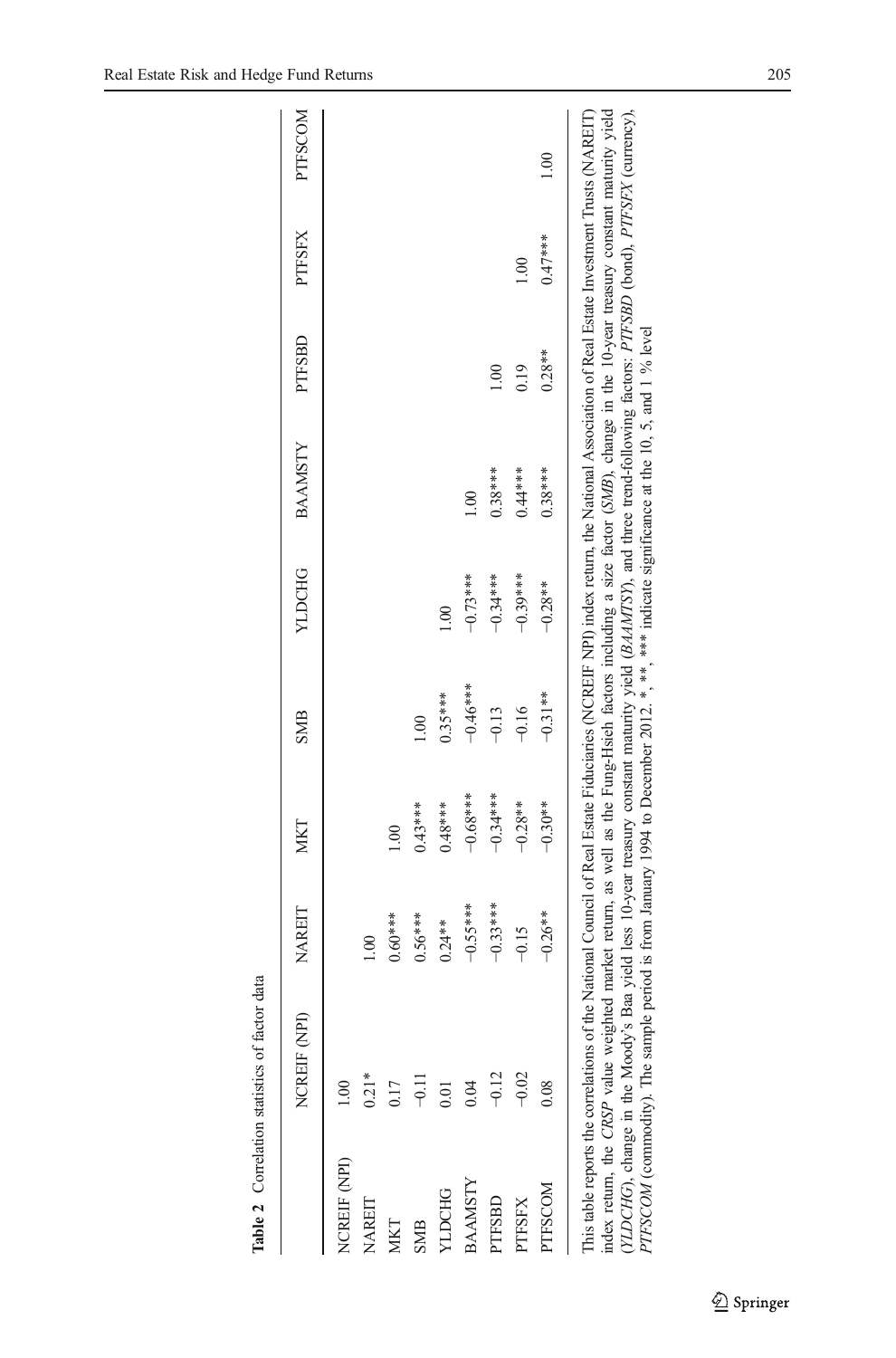**Table 2** Correlation statistics of factor data

| | NCREIF (NPI) | NAREIT | MKT | SMB | YLDCHG | BAAMSTY | PTFSBD | PTFSFX | PTFSCOM |
|---|---|---|---|---|---|---|---|---|---|
| NCREIF (NPI) | 1.00 | | | | | | | | |
| NAREIT | 0.21* | 1.00 | | | | | | | |
| MKT | 0.17 | 0.60*** | 1.00 | | | | | | |
| SMB | −0.11 | 0.56*** | 0.43*** | 1.00 | | | | | |
| YLDCHG | 0.01 | 0.24** | 0.48*** | 0.35*** | 1.00 | | | | |
| BAAMSTY | 0.04 | −0.55*** | −0.68*** | −0.46*** | −0.73*** | 1.00 | | | |
| PTFSBD | −0.12 | −0.33*** | −0.34*** | −0.13 | −0.34*** | 0.38*** | 1.00 | | |
| PTFSFX | −0.02 | −0.15 | −0.28** | −0.16 | −0.39*** | 0.44*** | 0.19 | 1.00 | |
| PTFSCOM | 0.08 | −0.26** | −0.30** | −0.31** | −0.28** | 0.38*** | 0.28** | 0.47*** | 1.00 |

This table reports the correlations of the National Council of Real Estate Fiduciaries (NCREIF NPI) index return, the National Association of Real Estate Investment Trusts (NAREIT) index return, the *CRSP* value weighted market return, as well as the Fung-Hsieh factors including a size factor (*SMB*), change in the 10-year treasury constant maturity yield (*YLDCHG*), change in the Moody's Baa yield less 10-year treasury constant maturity yield (*BAAMTSY*), and three trend-following factors: *PTFSBD* (bond), *PTFSFX* (currency), *PTFSCOM* (commodity). The sample period is from January 1994 to December 2012. *, **, *** indicate significance at the 10, 5, and 1 % level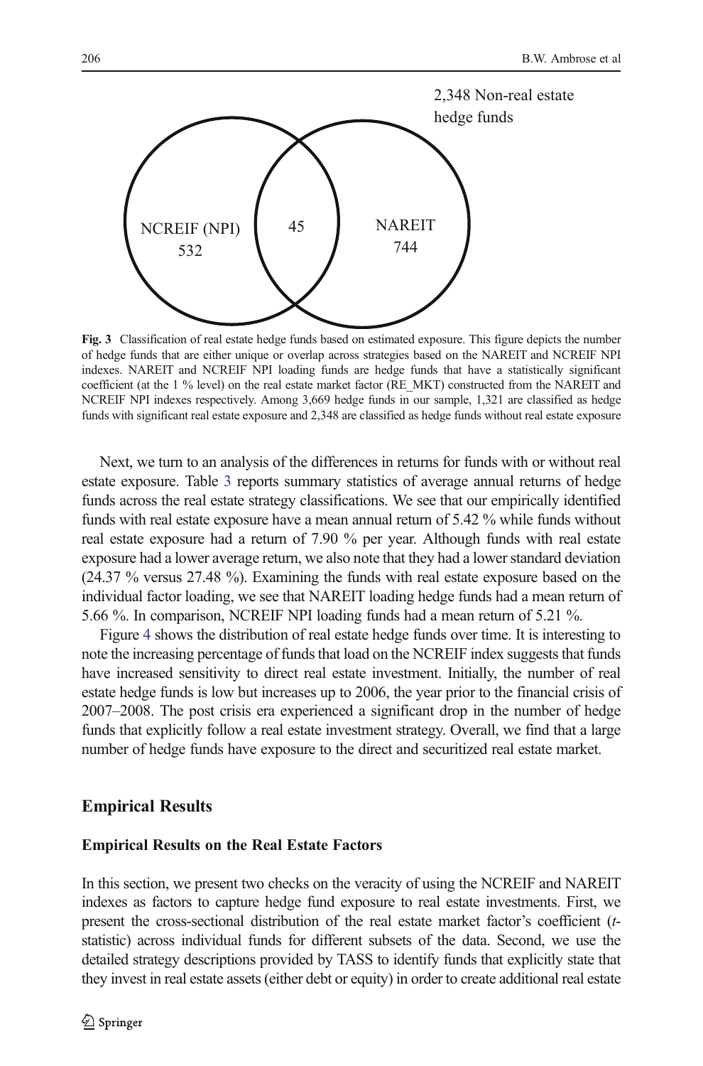2,348 Non-real estate hedge funds

NCREIF (NPI) 532

45

NAREIT 744

**Fig. 3** Classification of real estate hedge funds based on estimated exposure. This figure depicts the number of hedge funds that are either unique or overlap across strategies based on the NAREIT and NCREIF NPI indexes. NAREIT and NCREIF NPI loading funds are hedge funds that have a statistically significant coefficient (at the 1 % level) on the real estate market factor (RE_MKT) constructed from the NAREIT and NCREIF NPI indexes respectively. Among 3,669 hedge funds in our sample, 1,321 are classified as hedge funds with significant real estate exposure and 2,348 are classified as hedge funds without real estate exposure

Next, we turn to an analysis of the differences in returns for funds with or without real estate exposure. Table 3 reports summary statistics of average annual returns of hedge funds across the real estate strategy classifications. We see that our empirically identified funds with real estate exposure have a mean annual return of 5.42 % while funds without real estate exposure had a return of 7.90 % per year. Although funds with real estate exposure had a lower average return, we also note that they had a lower standard deviation (24.37 % versus 27.48 %). Examining the funds with real estate exposure based on the individual factor loading, we see that NAREIT loading hedge funds had a mean return of 5.66 %. In comparison, NCREIF NPI loading funds had a mean return of 5.21 %.

Figure 4 shows the distribution of real estate hedge funds over time. It is interesting to note the increasing percentage of funds that load on the NCREIF index suggests that funds have increased sensitivity to direct real estate investment. Initially, the number of real estate hedge funds is low but increases up to 2006, the year prior to the financial crisis of 2007–2008. The post crisis era experienced a significant drop in the number of hedge funds that explicitly follow a real estate investment strategy. Overall, we find that a large number of hedge funds have exposure to the direct and securitized real estate market.

## Empirical Results

### Empirical Results on the Real Estate Factors

In this section, we present two checks on the veracity of using the NCREIF and NAREIT indexes as factors to capture hedge fund exposure to real estate investments. First, we present the cross-sectional distribution of the real estate market factor's coefficient (*t*-statistic) across individual funds for different subsets of the data. Second, we use the detailed strategy descriptions provided by TASS to identify funds that explicitly state that they invest in real estate assets (either debt or equity) in order to create additional real estate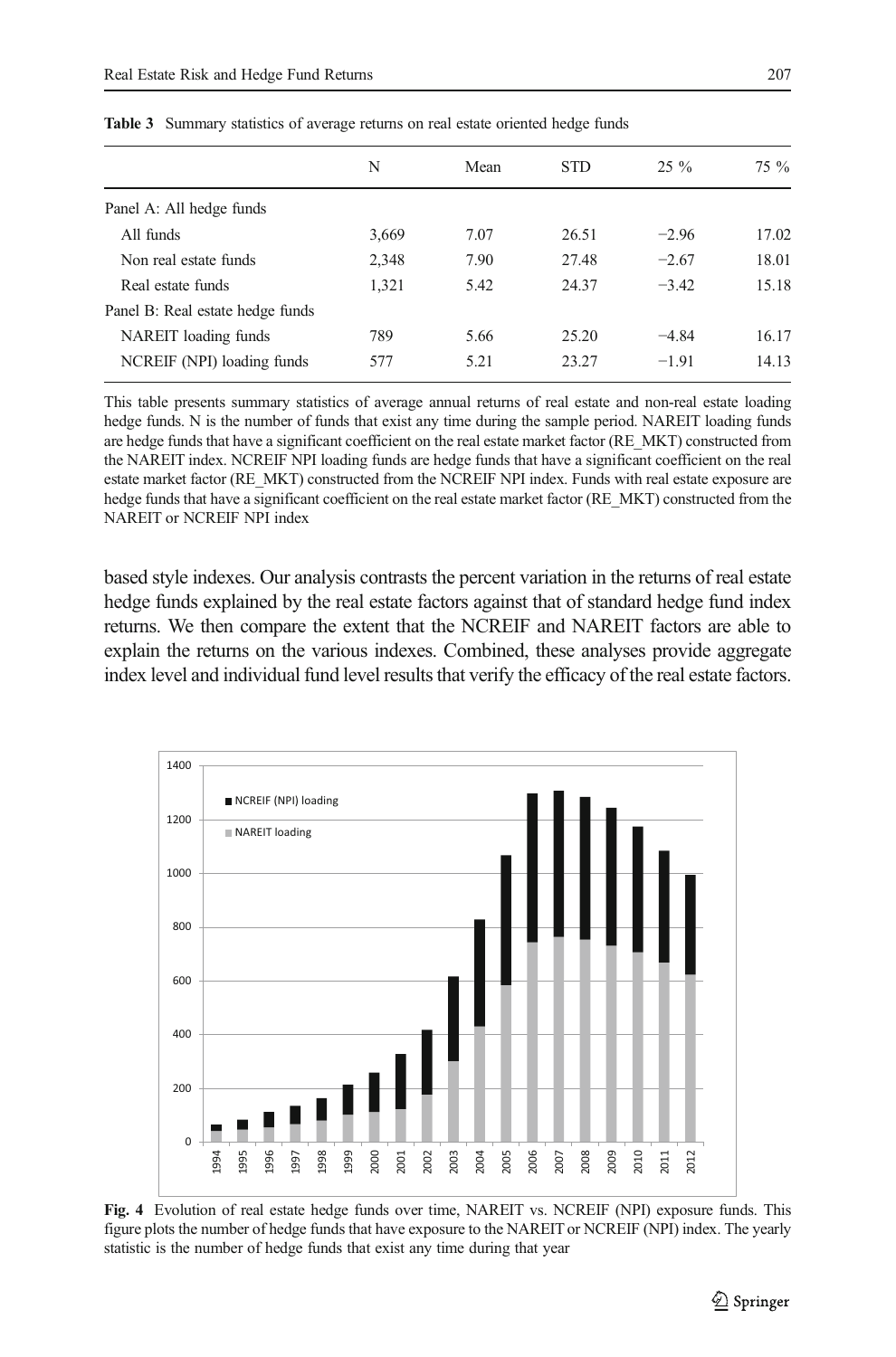**Table 3** Summary statistics of average returns on real estate oriented hedge funds

| | N | Mean | STD | 25 % | 75 % |
|---|---|---|---|---|---|
| Panel A: All hedge funds | | | | | |
| All funds | 3,669 | 7.07 | 26.51 | −2.96 | 17.02 |
| Non real estate funds | 2,348 | 7.90 | 27.48 | −2.67 | 18.01 |
| Real estate funds | 1,321 | 5.42 | 24.37 | −3.42 | 15.18 |
| Panel B: Real estate hedge funds | | | | | |
| NAREIT loading funds | 789 | 5.66 | 25.20 | −4.84 | 16.17 |
| NCREIF (NPI) loading funds | 577 | 5.21 | 23.27 | −1.91 | 14.13 |

This table presents summary statistics of average annual returns of real estate and non-real estate loading hedge funds. N is the number of funds that exist any time during the sample period. NAREIT loading funds are hedge funds that have a significant coefficient on the real estate market factor (RE_MKT) constructed from the NAREIT index. NCREIF NPI loading funds are hedge funds that have a significant coefficient on the real estate market factor (RE_MKT) constructed from the NCREIF NPI index. Funds with real estate exposure are hedge funds that have a significant coefficient on the real estate market factor (RE_MKT) constructed from the NAREIT or NCREIF NPI index

based style indexes. Our analysis contrasts the percent variation in the returns of real estate hedge funds explained by the real estate factors against that of standard hedge fund index returns. We then compare the extent that the NCREIF and NAREIT factors are able to explain the returns on the various indexes. Combined, these analyses provide aggregate index level and individual fund level results that verify the efficacy of the real estate factors.

**Fig. 4** Evolution of real estate hedge funds over time, NAREIT vs. NCREIF (NPI) exposure funds. This figure plots the number of hedge funds that have exposure to the NAREIT or NCREIF (NPI) index. The yearly statistic is the number of hedge funds that exist any time during that year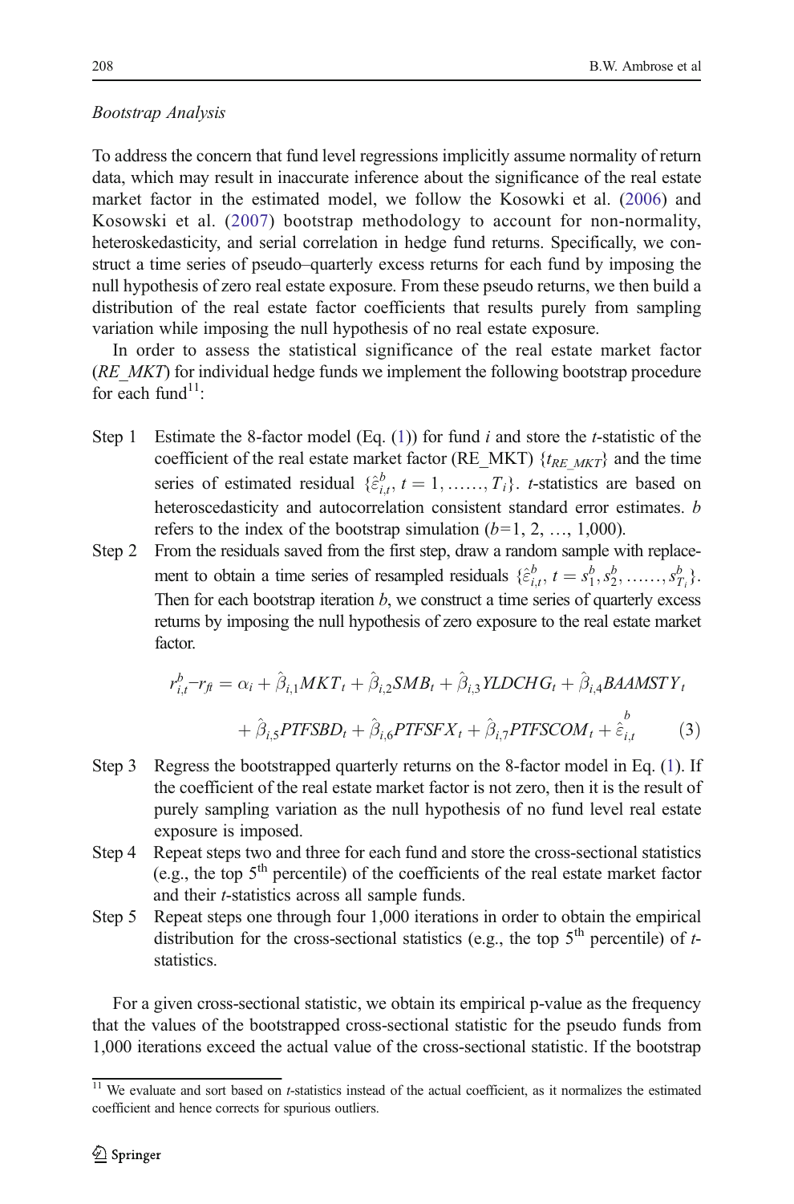*Bootstrap Analysis*

To address the concern that fund level regressions implicitly assume normality of return data, which may result in inaccurate inference about the significance of the real estate market factor in the estimated model, we follow the Kosowki et al. (2006) and Kosowski et al. (2007) bootstrap methodology to account for non-normality, heteroskedasticity, and serial correlation in hedge fund returns. Specifically, we construct a time series of pseudo–quarterly excess returns for each fund by imposing the null hypothesis of zero real estate exposure. From these pseudo returns, we then build a distribution of the real estate factor coefficients that results purely from sampling variation while imposing the null hypothesis of no real estate exposure.

In order to assess the statistical significance of the real estate market factor (*RE_MKT*) for individual hedge funds we implement the following bootstrap procedure for each fund[11]:

- Step 1 Estimate the 8-factor model (Eq. (1)) for fund $i$ and store the $t$-statistic of the coefficient of the real estate market factor (RE_MKT) $\{t_{RE\_MKT}\}$ and the time series of estimated residual $\{\hat{\varepsilon}^{b}_{i,t}, t = 1, \ldots\ldots, T_i\}$. $t$-statistics are based on heteroscedasticity and autocorrelation consistent standard error estimates. $b$ refers to the index of the bootstrap simulation ($b$=1, 2, …, 1,000).
- Step 2 From the residuals saved from the first step, draw a random sample with replacement to obtain a time series of resampled residuals $\{\hat{\varepsilon}^{b}_{i,t}, t = s^{b}_{1}, s^{b}_{2}, \ldots\ldots, s^{b}_{T_i}\}$. Then for each bootstrap iteration $b$, we construct a time series of quarterly excess returns by imposing the null hypothesis of zero exposure to the real estate market factor.

$$r^{b}_{i,t} - r_{ft} = \alpha_i + \hat{\beta}_{i,1} MKT_t + \hat{\beta}_{i,2} SMB_t + \hat{\beta}_{i,3} YLDCHG_t + \hat{\beta}_{i,4} BAAMSTY_t + \hat{\beta}_{i,5} PTFSBD_t + \hat{\beta}_{i,6} PTFSFX_t + \hat{\beta}_{i,7} PTFSCOM_t + \hat{\varepsilon}^{b}_{i,t} \quad (3)$$

- Step 3 Regress the bootstrapped quarterly returns on the 8-factor model in Eq. (1). If the coefficient of the real estate market factor is not zero, then it is the result of purely sampling variation as the null hypothesis of no fund level real estate exposure is imposed.
- Step 4 Repeat steps two and three for each fund and store the cross-sectional statistics (e.g., the top 5th percentile) of the coefficients of the real estate market factor and their $t$-statistics across all sample funds.
- Step 5 Repeat steps one through four 1,000 iterations in order to obtain the empirical distribution for the cross-sectional statistics (e.g., the top 5th percentile) of $t$-statistics.

For a given cross-sectional statistic, we obtain its empirical p-value as the frequency that the values of the bootstrapped cross-sectional statistic for the pseudo funds from 1,000 iterations exceed the actual value of the cross-sectional statistic. If the bootstrap

[11] We evaluate and sort based on $t$-statistics instead of the actual coefficient, as it normalizes the estimated coefficient and hence corrects for spurious outliers.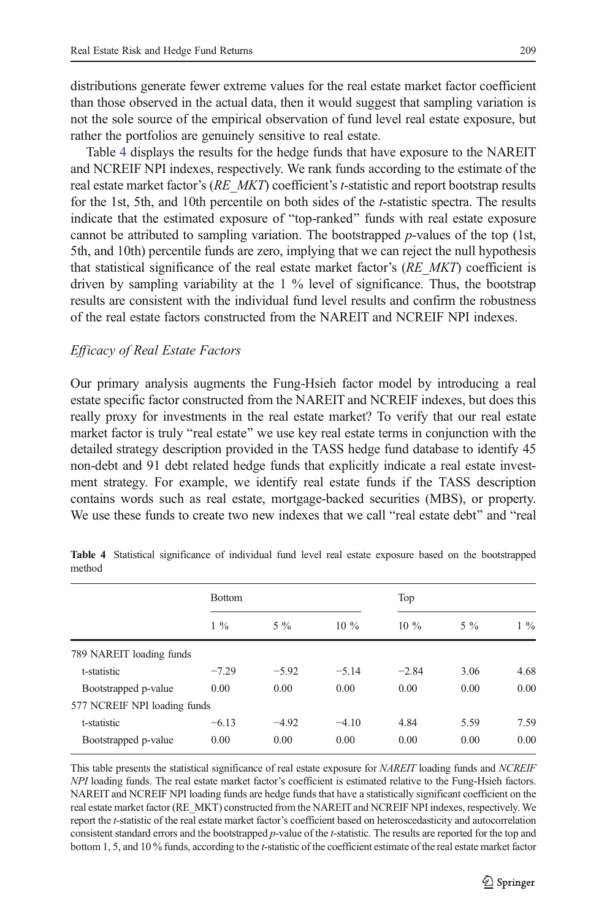distributions generate fewer extreme values for the real estate market factor coefficient than those observed in the actual data, then it would suggest that sampling variation is not the sole source of the empirical observation of fund level real estate exposure, but rather the portfolios are genuinely sensitive to real estate.

Table 4 displays the results for the hedge funds that have exposure to the NAREIT and NCREIF NPI indexes, respectively. We rank funds according to the estimate of the real estate market factor's (*RE_MKT*) coefficient's *t*-statistic and report bootstrap results for the 1st, 5th, and 10th percentile on both sides of the *t*-statistic spectra. The results indicate that the estimated exposure of "top-ranked" funds with real estate exposure cannot be attributed to sampling variation. The bootstrapped *p*-values of the top (1st, 5th, and 10th) percentile funds are zero, implying that we can reject the null hypothesis that statistical significance of the real estate market factor's (*RE_MKT*) coefficient is driven by sampling variability at the 1 % level of significance. Thus, the bootstrap results are consistent with the individual fund level results and confirm the robustness of the real estate factors constructed from the NAREIT and NCREIF NPI indexes.

### *Efficacy of Real Estate Factors*

Our primary analysis augments the Fung-Hsieh factor model by introducing a real estate specific factor constructed from the NAREIT and NCREIF indexes, but does this really proxy for investments in the real estate market? To verify that our real estate market factor is truly "real estate" we use key real estate terms in conjunction with the detailed strategy description provided in the TASS hedge fund database to identify 45 non-debt and 91 debt related hedge funds that explicitly indicate a real estate investment strategy. For example, we identify real estate funds if the TASS description contains words such as real estate, mortgage-backed securities (MBS), or property. We use these funds to create two new indexes that we call "real estate debt" and "real

**Table 4** Statistical significance of individual fund level real estate exposure based on the bootstrapped method

| | Bottom | | | Top | | |
|---|---|---|---|---|---|---|
| | 1 % | 5 % | 10 % | 10 % | 5 % | 1 % |
| 789 NAREIT loading funds | | | | | | |
| t-statistic | −7.29 | −5.92 | −5.14 | −2.84 | 3.06 | 4.68 |
| Bootstrapped p-value | 0.00 | 0.00 | 0.00 | 0.00 | 0.00 | 0.00 |
| 577 NCREIF NPI loading funds | | | | | | |
| t-statistic | −6.13 | −4.92 | −4.10 | 4.84 | 5.59 | 7.59 |
| Bootstrapped p-value | 0.00 | 0.00 | 0.00 | 0.00 | 0.00 | 0.00 |

This table presents the statistical significance of real estate exposure for *NAREIT* loading funds and *NCREIF NPI* loading funds. The real estate market factor's coefficient is estimated relative to the Fung-Hsieh factors. NAREIT and NCREIF NPI loading funds are hedge funds that have a statistically significant coefficient on the real estate market factor (RE_MKT) constructed from the NAREIT and NCREIF NPI indexes, respectively. We report the *t*-statistic of the real estate market factor's coefficient based on heteroscedasticity and autocorrelation consistent standard errors and the bootstrapped *p*-value of the *t*-statistic. The results are reported for the top and bottom 1, 5, and 10 % funds, according to the *t*-statistic of the coefficient estimate of the real estate market factor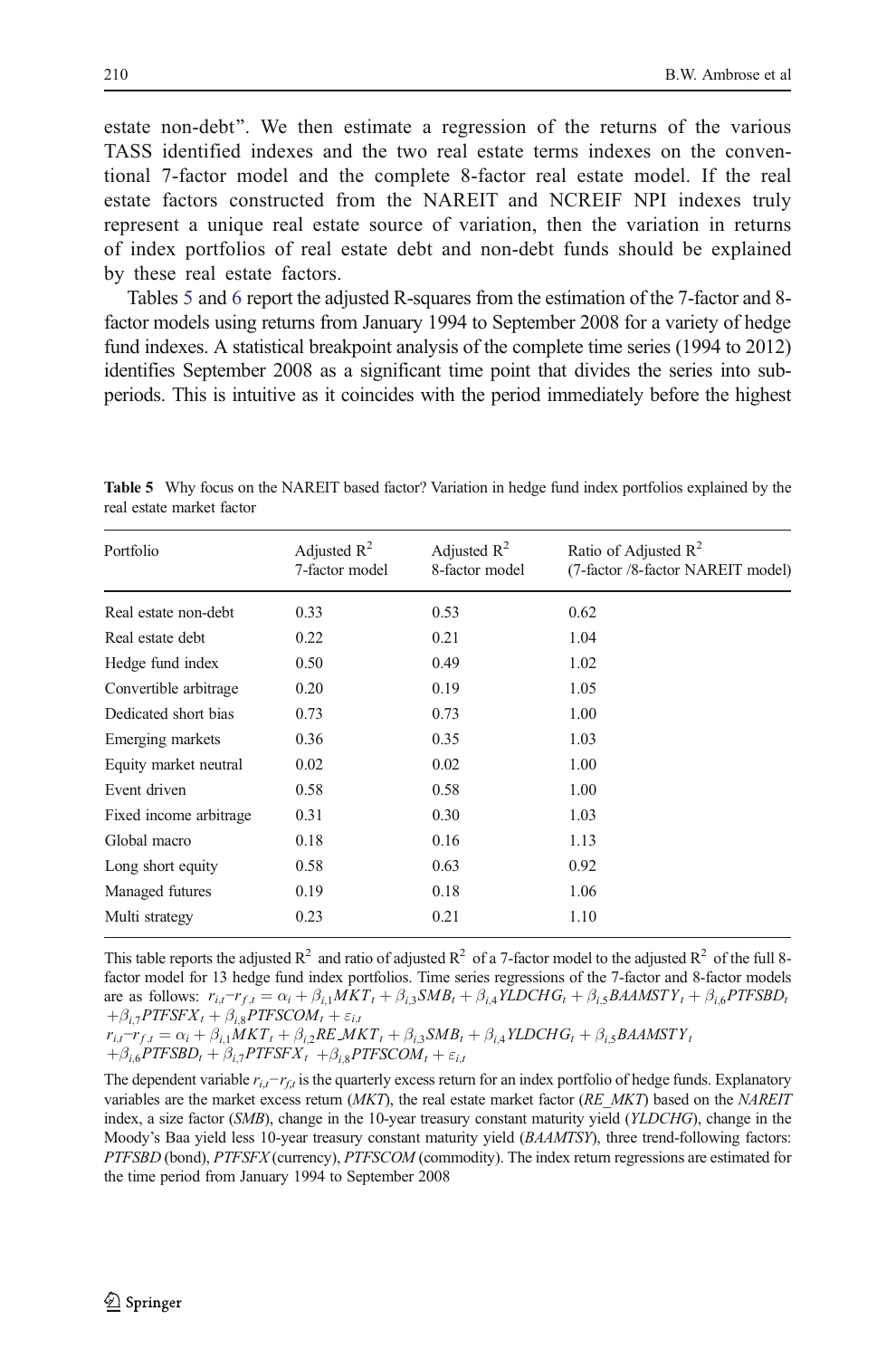estate non-debt". We then estimate a regression of the returns of the various TASS identified indexes and the two real estate terms indexes on the conventional 7-factor model and the complete 8-factor real estate model. If the real estate factors constructed from the NAREIT and NCREIF NPI indexes truly represent a unique real estate source of variation, then the variation in returns of index portfolios of real estate debt and non-debt funds should be explained by these real estate factors.

Tables 5 and 6 report the adjusted R-squares from the estimation of the 7-factor and 8-factor models using returns from January 1994 to September 2008 for a variety of hedge fund indexes. A statistical breakpoint analysis of the complete time series (1994 to 2012) identifies September 2008 as a significant time point that divides the series into sub-periods. This is intuitive as it coincides with the period immediately before the highest

**Table 5** Why focus on the NAREIT based factor? Variation in hedge fund index portfolios explained by the real estate market factor

| Portfolio | Adjusted $R^2$ 7-factor model | Adjusted $R^2$ 8-factor model | Ratio of Adjusted $R^2$ (7-factor /8-factor NAREIT model) |
|---|---|---|---|
| Real estate non-debt | 0.33 | 0.53 | 0.62 |
| Real estate debt | 0.22 | 0.21 | 1.04 |
| Hedge fund index | 0.50 | 0.49 | 1.02 |
| Convertible arbitrage | 0.20 | 0.19 | 1.05 |
| Dedicated short bias | 0.73 | 0.73 | 1.00 |
| Emerging markets | 0.36 | 0.35 | 1.03 |
| Equity market neutral | 0.02 | 0.02 | 1.00 |
| Event driven | 0.58 | 0.58 | 1.00 |
| Fixed income arbitrage | 0.31 | 0.30 | 1.03 |
| Global macro | 0.18 | 0.16 | 1.13 |
| Long short equity | 0.58 | 0.63 | 0.92 |
| Managed futures | 0.19 | 0.18 | 1.06 |
| Multi strategy | 0.23 | 0.21 | 1.10 |

This table reports the adjusted $R^2$ and ratio of adjusted $R^2$ of a 7-factor model to the adjusted $R^2$ of the full 8-factor model for 13 hedge fund index portfolios. Time series regressions of the 7-factor and 8-factor models are as follows: $r_{i,t}-r_{f,t} = \alpha_i + \beta_{i,1}MKT_t + \beta_{i,3}SMB_t + \beta_{i,4}YLDCHG_t + \beta_{i,5}BAAMSTY_t + \beta_{i,6}PTFSBD_t + \beta_{i,7}PTFSFX_t + \beta_{i,8}PTFSCOM_t + \varepsilon_{i,t}$

$r_{i,t}-r_{f,t} = \alpha_i + \beta_{i,1}MKT_t + \beta_{i,2}RE\_MKT_t + \beta_{i,3}SMB_t + \beta_{i,4}YLDCHG_t + \beta_{i,5}BAAMSTY_t + \beta_{i,6}PTFSBD_t + \beta_{i,7}PTFSFX_t + \beta_{i,8}PTFSCOM_t + \varepsilon_{i,t}$

The dependent variable $r_{i,t}-r_{f,t}$ is the quarterly excess return for an index portfolio of hedge funds. Explanatory variables are the market excess return (*MKT*), the real estate market factor (*RE_MKT*) based on the *NAREIT* index, a size factor (*SMB*), change in the 10-year treasury constant maturity yield (*YLDCHG*), change in the Moody's Baa yield less 10-year treasury constant maturity yield (*BAAMTSY*), three trend-following factors: *PTFSBD* (bond), *PTFSFX* (currency), *PTFSCOM* (commodity). The index return regressions are estimated for the time period from January 1994 to September 2008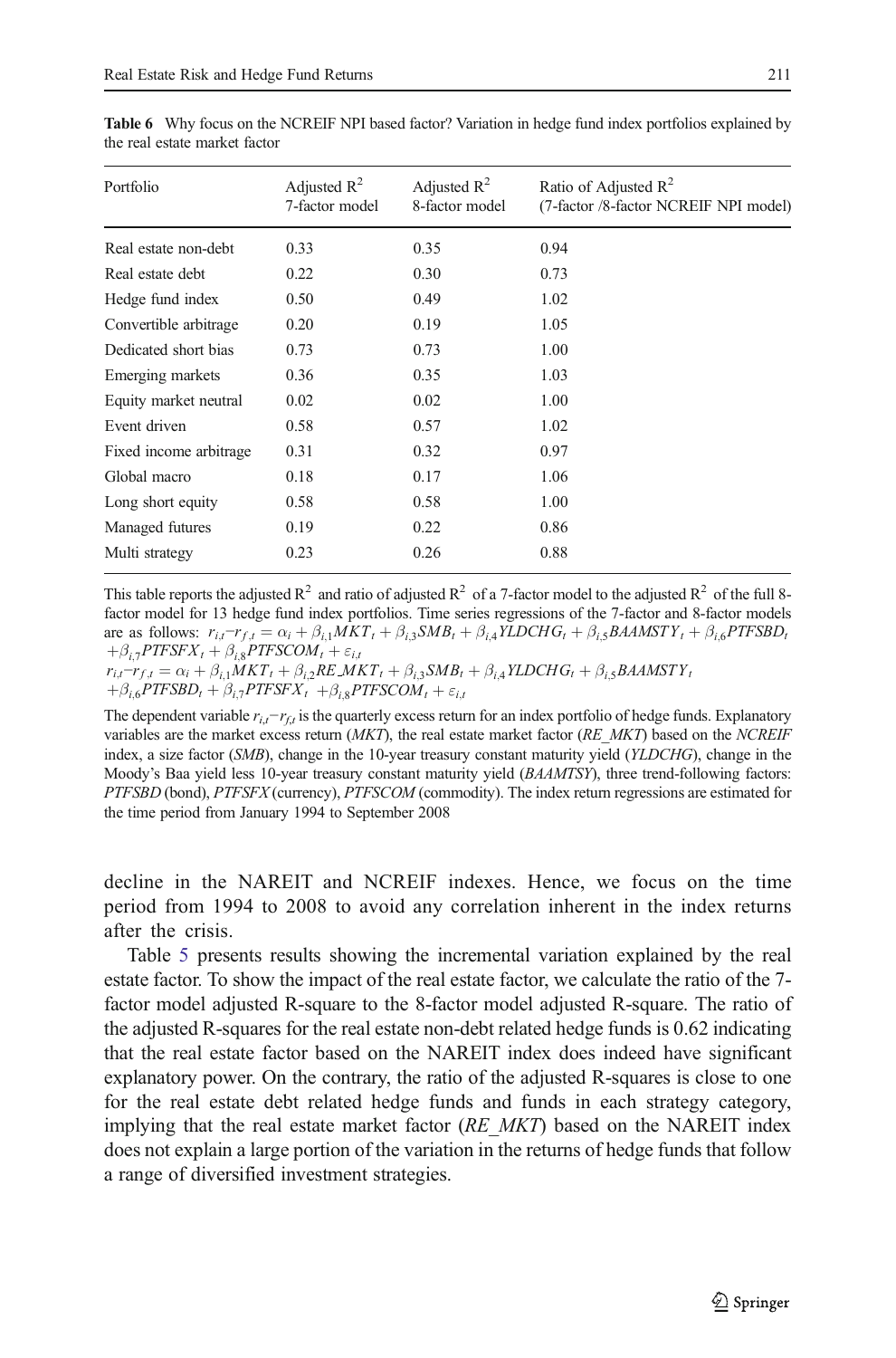**Table 6** Why focus on the NCREIF NPI based factor? Variation in hedge fund index portfolios explained by the real estate market factor

| Portfolio | Adjusted $R^2$ 7-factor model | Adjusted $R^2$ 8-factor model | Ratio of Adjusted $R^2$ (7-factor /8-factor NCREIF NPI model) |
|---|---|---|---|
| Real estate non-debt | 0.33 | 0.35 | 0.94 |
| Real estate debt | 0.22 | 0.30 | 0.73 |
| Hedge fund index | 0.50 | 0.49 | 1.02 |
| Convertible arbitrage | 0.20 | 0.19 | 1.05 |
| Dedicated short bias | 0.73 | 0.73 | 1.00 |
| Emerging markets | 0.36 | 0.35 | 1.03 |
| Equity market neutral | 0.02 | 0.02 | 1.00 |
| Event driven | 0.58 | 0.57 | 1.02 |
| Fixed income arbitrage | 0.31 | 0.32 | 0.97 |
| Global macro | 0.18 | 0.17 | 1.06 |
| Long short equity | 0.58 | 0.58 | 1.00 |
| Managed futures | 0.19 | 0.22 | 0.86 |
| Multi strategy | 0.23 | 0.26 | 0.88 |

This table reports the adjusted $R^2$ and ratio of adjusted $R^2$ of a 7-factor model to the adjusted $R^2$ of the full 8-factor model for 13 hedge fund index portfolios. Time series regressions of the 7-factor and 8-factor models are as follows: $r_{i,t}-r_{f,t} = \alpha_i + \beta_{i,1}MKT_t + \beta_{i,3}SMB_t + \beta_{i,4}YLDCHG_t + \beta_{i,5}BAAMSTY_t + \beta_{i,6}PTFSBD_t + \beta_{i,7}PTFSFX_t + \beta_{i,8}PTFSCOM_t + \varepsilon_{i,t}$

$r_{i,t}-r_{f,t} = \alpha_i + \beta_{i,1}MKT_t + \beta_{i,2}RE\_MKT_t + \beta_{i,3}SMB_t + \beta_{i,4}YLDCHG_t + \beta_{i,5}BAAMSTY_t + \beta_{i,6}PTFSBD_t + \beta_{i,7}PTFSFX_t + \beta_{i,8}PTFSCOM_t + \varepsilon_{i,t}$

The dependent variable $r_{i,t}-r_{f,t}$ is the quarterly excess return for an index portfolio of hedge funds. Explanatory variables are the market excess return (*MKT*), the real estate market factor (*RE_MKT*) based on the *NCREIF* index, a size factor (*SMB*), change in the 10-year treasury constant maturity yield (*YLDCHG*), change in the Moody's Baa yield less 10-year treasury constant maturity yield (*BAAMTSY*), three trend-following factors: *PTFSBD* (bond), *PTFSFX* (currency), *PTFSCOM* (commodity). The index return regressions are estimated for the time period from January 1994 to September 2008

decline in the NAREIT and NCREIF indexes. Hence, we focus on the time period from 1994 to 2008 to avoid any correlation inherent in the index returns after the crisis.

Table 5 presents results showing the incremental variation explained by the real estate factor. To show the impact of the real estate factor, we calculate the ratio of the 7-factor model adjusted R-square to the 8-factor model adjusted R-square. The ratio of the adjusted R-squares for the real estate non-debt related hedge funds is 0.62 indicating that the real estate factor based on the NAREIT index does indeed have significant explanatory power. On the contrary, the ratio of the adjusted R-squares is close to one for the real estate debt related hedge funds and funds in each strategy category, implying that the real estate market factor (*RE_MKT*) based on the NAREIT index does not explain a large portion of the variation in the returns of hedge funds that follow a range of diversified investment strategies.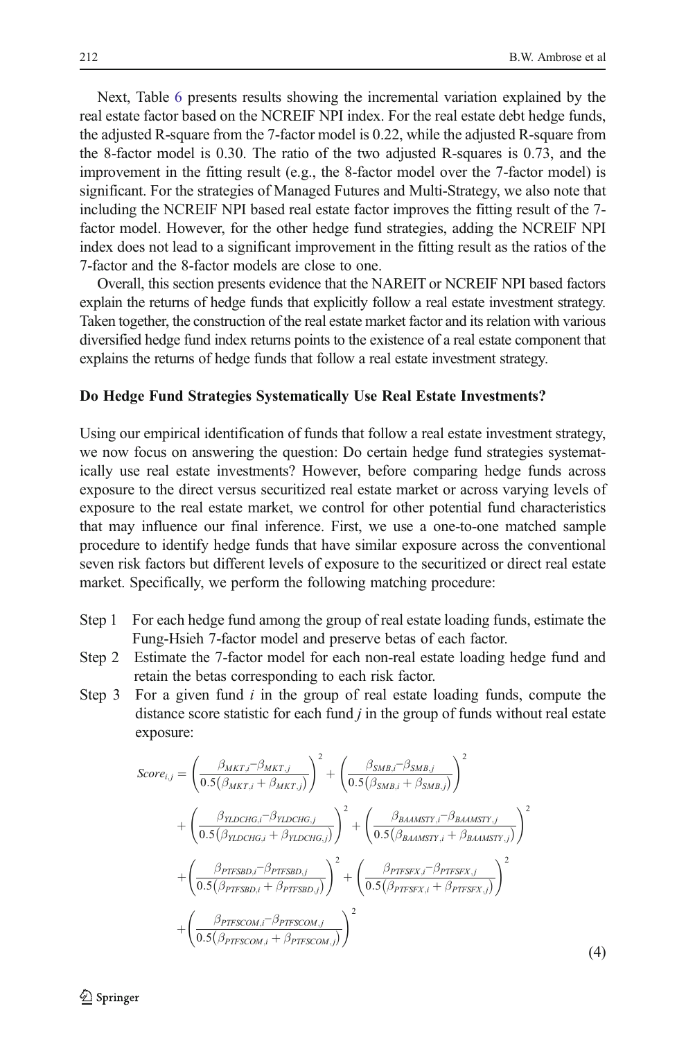Next, Table 6 presents results showing the incremental variation explained by the real estate factor based on the NCREIF NPI index. For the real estate debt hedge funds, the adjusted R-square from the 7-factor model is 0.22, while the adjusted R-square from the 8-factor model is 0.30. The ratio of the two adjusted R-squares is 0.73, and the improvement in the fitting result (e.g., the 8-factor model over the 7-factor model) is significant. For the strategies of Managed Futures and Multi-Strategy, we also note that including the NCREIF NPI based real estate factor improves the fitting result of the 7-factor model. However, for the other hedge fund strategies, adding the NCREIF NPI index does not lead to a significant improvement in the fitting result as the ratios of the 7-factor and the 8-factor models are close to one.

Overall, this section presents evidence that the NAREIT or NCREIF NPI based factors explain the returns of hedge funds that explicitly follow a real estate investment strategy. Taken together, the construction of the real estate market factor and its relation with various diversified hedge fund index returns points to the existence of a real estate component that explains the returns of hedge funds that follow a real estate investment strategy.

## Do Hedge Fund Strategies Systematically Use Real Estate Investments?

Using our empirical identification of funds that follow a real estate investment strategy, we now focus on answering the question: Do certain hedge fund strategies systematically use real estate investments? However, before comparing hedge funds across exposure to the direct versus securitized real estate market or across varying levels of exposure to the real estate market, we control for other potential fund characteristics that may influence our final inference. First, we use a one-to-one matched sample procedure to identify hedge funds that have similar exposure across the conventional seven risk factors but different levels of exposure to the securitized or direct real estate market. Specifically, we perform the following matching procedure:

- Step 1 For each hedge fund among the group of real estate loading funds, estimate the Fung-Hsieh 7-factor model and preserve betas of each factor.
- Step 2 Estimate the 7-factor model for each non-real estate loading hedge fund and retain the betas corresponding to each risk factor.
- Step 3 For a given fund $i$ in the group of real estate loading funds, compute the distance score statistic for each fund $j$ in the group of funds without real estate exposure:

$$
\begin{aligned}
Score_{i,j} = & \left(\frac{\beta_{MKT,i}-\beta_{MKT,j}}{0.5\left(\beta_{MKT,i}+\beta_{MKT,j}\right)}\right)^2 + \left(\frac{\beta_{SMB,i}-\beta_{SMB,j}}{0.5\left(\beta_{SMB,i}+\beta_{SMB,j}\right)}\right)^2 \\
& + \left(\frac{\beta_{YLDCHG,i}-\beta_{YLDCHG,j}}{0.5\left(\beta_{YLDCHG,i}+\beta_{YLDCHG,j}\right)}\right)^2 + \left(\frac{\beta_{BAAMSTY,i}-\beta_{BAAMSTY,j}}{0.5\left(\beta_{BAAMSTY,i}+\beta_{BAAMSTY,j}\right)}\right)^2 \\
& + \left(\frac{\beta_{PTFSBD,i}-\beta_{PTFSBD,j}}{0.5\left(\beta_{PTFSBD,i}+\beta_{PTFSBD,j}\right)}\right)^2 + \left(\frac{\beta_{PTFSFX,i}-\beta_{PTFSFX,j}}{0.5\left(\beta_{PTFSFX,i}+\beta_{PTFSFX,j}\right)}\right)^2 \\
& + \left(\frac{\beta_{PTFSCOM,i}-\beta_{PTFSCOM,j}}{0.5\left(\beta_{PTFSCOM,i}+\beta_{PTFSCOM,j}\right)}\right)^2
\end{aligned}
\tag{4}
$$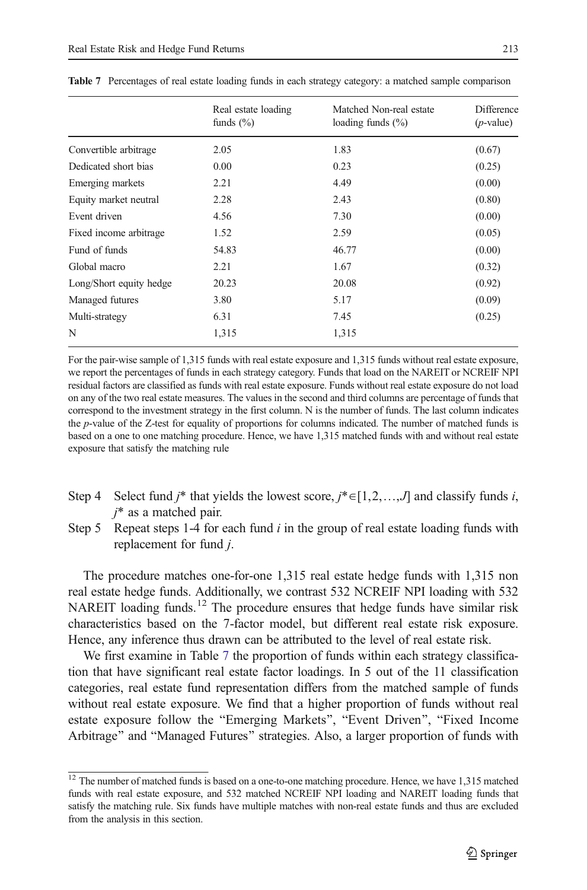**Table 7** Percentages of real estate loading funds in each strategy category: a matched sample comparison

| | Real estate loading funds (%) | Matched Non-real estate loading funds (%) | Difference (*p*-value) |
|---|---|---|---|
| Convertible arbitrage | 2.05 | 1.83 | (0.67) |
| Dedicated short bias | 0.00 | 0.23 | (0.25) |
| Emerging markets | 2.21 | 4.49 | (0.00) |
| Equity market neutral | 2.28 | 2.43 | (0.80) |
| Event driven | 4.56 | 7.30 | (0.00) |
| Fixed income arbitrage | 1.52 | 2.59 | (0.05) |
| Fund of funds | 54.83 | 46.77 | (0.00) |
| Global macro | 2.21 | 1.67 | (0.32) |
| Long/Short equity hedge | 20.23 | 20.08 | (0.92) |
| Managed futures | 3.80 | 5.17 | (0.09) |
| Multi-strategy | 6.31 | 7.45 | (0.25) |
| N | 1,315 | 1,315 | |

For the pair-wise sample of 1,315 funds with real estate exposure and 1,315 funds without real estate exposure, we report the percentages of funds in each strategy category. Funds that load on the NAREIT or NCREIF NPI residual factors are classified as funds with real estate exposure. Funds without real estate exposure do not load on any of the two real estate measures. The values in the second and third columns are percentage of funds that correspond to the investment strategy in the first column. N is the number of funds. The last column indicates the *p*-value of the Z-test for equality of proportions for columns indicated. The number of matched funds is based on a one to one matching procedure. Hence, we have 1,315 matched funds with and without real estate exposure that satisfy the matching rule

Step 4 Select fund $j^*$ that yields the lowest score, $j^* \in [1,2,\ldots,J]$ and classify funds $i$, $j^*$ as a matched pair.

Step 5 Repeat steps 1-4 for each fund $i$ in the group of real estate loading funds with replacement for fund $j$.

The procedure matches one-for-one 1,315 real estate hedge funds with 1,315 non real estate hedge funds. Additionally, we contrast 532 NCREIF NPI loading with 532 NAREIT loading funds.[12] The procedure ensures that hedge funds have similar risk characteristics based on the 7-factor model, but different real estate risk exposure. Hence, any inference thus drawn can be attributed to the level of real estate risk.

We first examine in Table 7 the proportion of funds within each strategy classification that have significant real estate factor loadings. In 5 out of the 11 classification categories, real estate fund representation differs from the matched sample of funds without real estate exposure. We find that a higher proportion of funds without real estate exposure follow the "Emerging Markets", "Event Driven", "Fixed Income Arbitrage" and "Managed Futures" strategies. Also, a larger proportion of funds with

[12] The number of matched funds is based on a one-to-one matching procedure. Hence, we have 1,315 matched funds with real estate exposure, and 532 matched NCREIF NPI loading and NAREIT loading funds that satisfy the matching rule. Six funds have multiple matches with non-real estate funds and thus are excluded from the analysis in this section.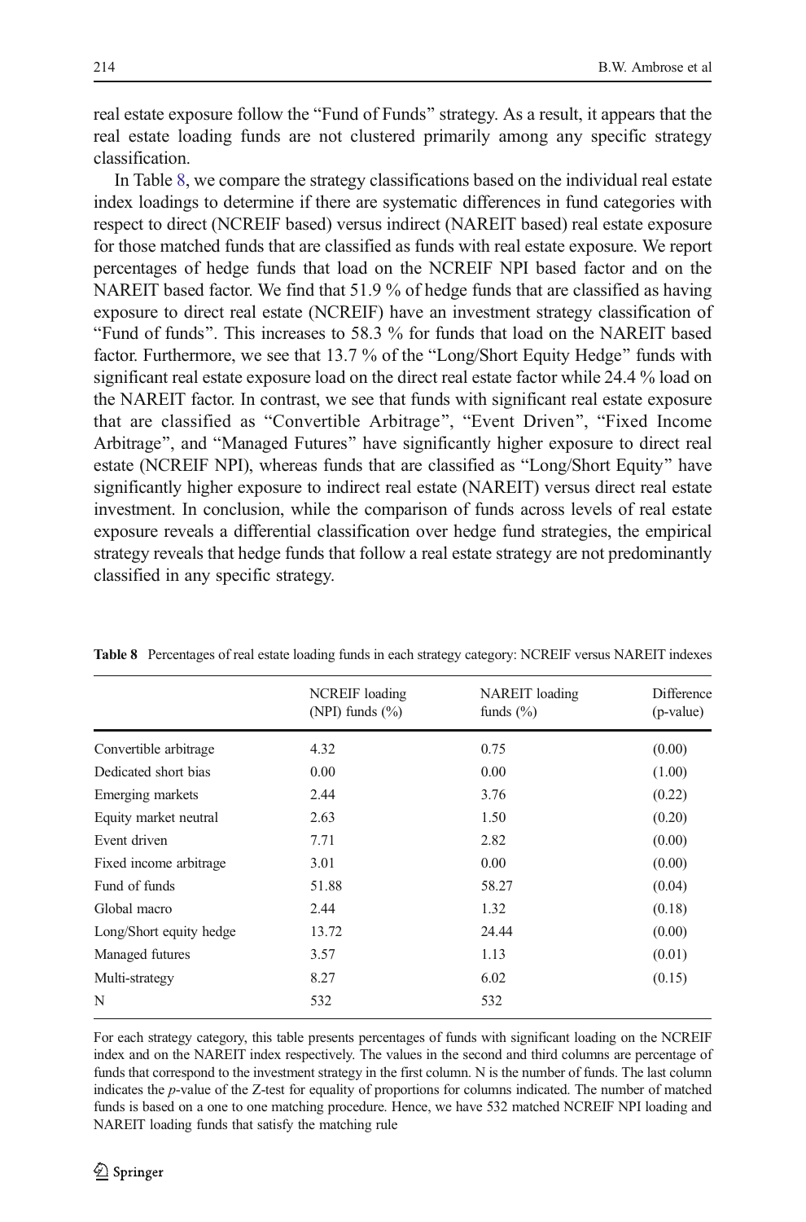real estate exposure follow the "Fund of Funds" strategy. As a result, it appears that the real estate loading funds are not clustered primarily among any specific strategy classification.

In Table 8, we compare the strategy classifications based on the individual real estate index loadings to determine if there are systematic differences in fund categories with respect to direct (NCREIF based) versus indirect (NAREIT based) real estate exposure for those matched funds that are classified as funds with real estate exposure. We report percentages of hedge funds that load on the NCREIF NPI based factor and on the NAREIT based factor. We find that 51.9 % of hedge funds that are classified as having exposure to direct real estate (NCREIF) have an investment strategy classification of "Fund of funds". This increases to 58.3 % for funds that load on the NAREIT based factor. Furthermore, we see that 13.7 % of the "Long/Short Equity Hedge" funds with significant real estate exposure load on the direct real estate factor while 24.4 % load on the NAREIT factor. In contrast, we see that funds with significant real estate exposure that are classified as "Convertible Arbitrage", "Event Driven", "Fixed Income Arbitrage", and "Managed Futures" have significantly higher exposure to direct real estate (NCREIF NPI), whereas funds that are classified as "Long/Short Equity" have significantly higher exposure to indirect real estate (NAREIT) versus direct real estate investment. In conclusion, while the comparison of funds across levels of real estate exposure reveals a differential classification over hedge fund strategies, the empirical strategy reveals that hedge funds that follow a real estate strategy are not predominantly classified in any specific strategy.

**Table 8** Percentages of real estate loading funds in each strategy category: NCREIF versus NAREIT indexes

| | NCREIF loading (NPI) funds (%) | NAREIT loading funds (%) | Difference (p-value) |
|---|---|---|---|
| Convertible arbitrage | 4.32 | 0.75 | (0.00) |
| Dedicated short bias | 0.00 | 0.00 | (1.00) |
| Emerging markets | 2.44 | 3.76 | (0.22) |
| Equity market neutral | 2.63 | 1.50 | (0.20) |
| Event driven | 7.71 | 2.82 | (0.00) |
| Fixed income arbitrage | 3.01 | 0.00 | (0.00) |
| Fund of funds | 51.88 | 58.27 | (0.04) |
| Global macro | 2.44 | 1.32 | (0.18) |
| Long/Short equity hedge | 13.72 | 24.44 | (0.00) |
| Managed futures | 3.57 | 1.13 | (0.01) |
| Multi-strategy | 8.27 | 6.02 | (0.15) |
| N | 532 | 532 | |

For each strategy category, this table presents percentages of funds with significant loading on the NCREIF index and on the NAREIT index respectively. The values in the second and third columns are percentage of funds that correspond to the investment strategy in the first column. N is the number of funds. The last column indicates the *p*-value of the Z-test for equality of proportions for columns indicated. The number of matched funds is based on a one to one matching procedure. Hence, we have 532 matched NCREIF NPI loading and NAREIT loading funds that satisfy the matching rule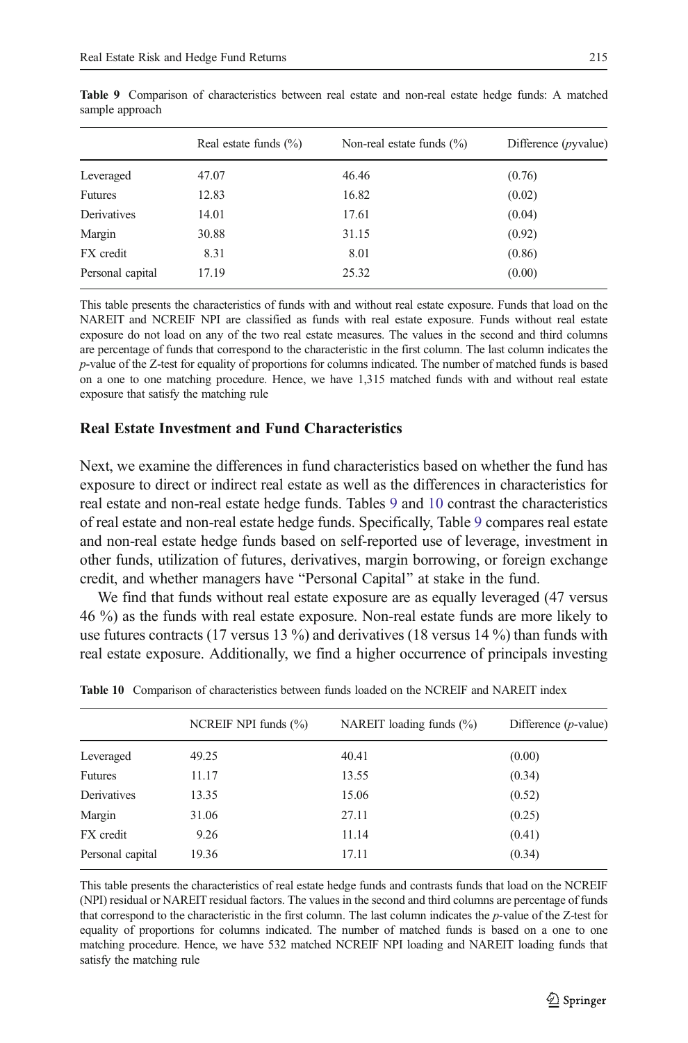**Table 9** Comparison of characteristics between real estate and non-real estate hedge funds: A matched sample approach

| | Real estate funds (%) | Non-real estate funds (%) | Difference (*p*value) |
|---|---|---|---|
| Leveraged | 47.07 | 46.46 | (0.76) |
| Futures | 12.83 | 16.82 | (0.02) |
| Derivatives | 14.01 | 17.61 | (0.04) |
| Margin | 30.88 | 31.15 | (0.92) |
| FX credit | 8.31 | 8.01 | (0.86) |
| Personal capital | 17.19 | 25.32 | (0.00) |

This table presents the characteristics of funds with and without real estate exposure. Funds that load on the NAREIT and NCREIF NPI are classified as funds with real estate exposure. Funds without real estate exposure do not load on any of the two real estate measures. The values in the second and third columns are percentage of funds that correspond to the characteristic in the first column. The last column indicates the *p*-value of the Z-test for equality of proportions for columns indicated. The number of matched funds is based on a one to one matching procedure. Hence, we have 1,315 matched funds with and without real estate exposure that satisfy the matching rule

### Real Estate Investment and Fund Characteristics

Next, we examine the differences in fund characteristics based on whether the fund has exposure to direct or indirect real estate as well as the differences in characteristics for real estate and non-real estate hedge funds. Tables 9 and 10 contrast the characteristics of real estate and non-real estate hedge funds. Specifically, Table 9 compares real estate and non-real estate hedge funds based on self-reported use of leverage, investment in other funds, utilization of futures, derivatives, margin borrowing, or foreign exchange credit, and whether managers have "Personal Capital" at stake in the fund.

We find that funds without real estate exposure are as equally leveraged (47 versus 46 %) as the funds with real estate exposure. Non-real estate funds are more likely to use futures contracts (17 versus 13 %) and derivatives (18 versus 14 %) than funds with real estate exposure. Additionally, we find a higher occurrence of principals investing

**Table 10** Comparison of characteristics between funds loaded on the NCREIF and NAREIT index

| | NCREIF NPI funds (%) | NAREIT loading funds (%) | Difference (*p*-value) |
|---|---|---|---|
| Leveraged | 49.25 | 40.41 | (0.00) |
| Futures | 11.17 | 13.55 | (0.34) |
| Derivatives | 13.35 | 15.06 | (0.52) |
| Margin | 31.06 | 27.11 | (0.25) |
| FX credit | 9.26 | 11.14 | (0.41) |
| Personal capital | 19.36 | 17.11 | (0.34) |

This table presents the characteristics of real estate hedge funds and contrasts funds that load on the NCREIF (NPI) residual or NAREIT residual factors. The values in the second and third columns are percentage of funds that correspond to the characteristic in the first column. The last column indicates the *p*-value of the Z-test for equality of proportions for columns indicated. The number of matched funds is based on a one to one matching procedure. Hence, we have 532 matched NCREIF NPI loading and NAREIT loading funds that satisfy the matching rule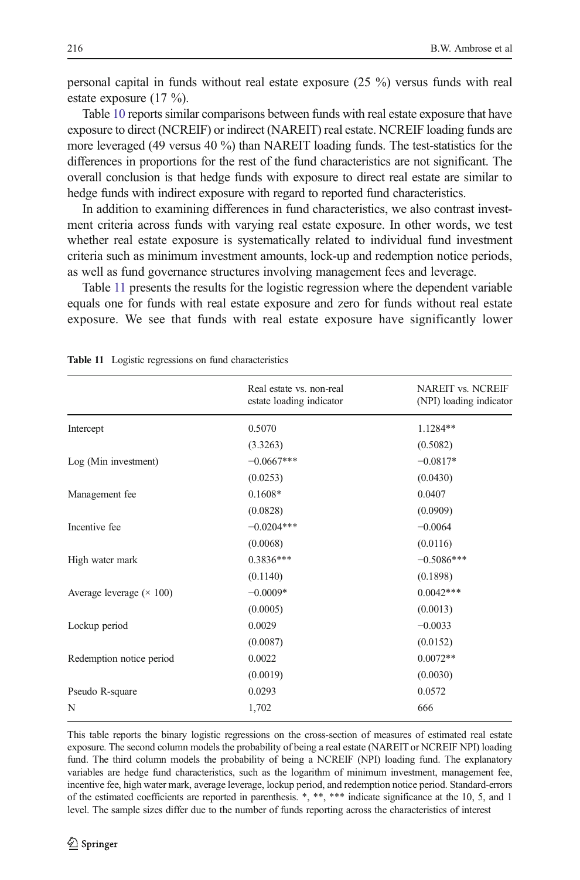personal capital in funds without real estate exposure (25 %) versus funds with real estate exposure (17 %).

Table 10 reports similar comparisons between funds with real estate exposure that have exposure to direct (NCREIF) or indirect (NAREIT) real estate. NCREIF loading funds are more leveraged (49 versus 40 %) than NAREIT loading funds. The test-statistics for the differences in proportions for the rest of the fund characteristics are not significant. The overall conclusion is that hedge funds with exposure to direct real estate are similar to hedge funds with indirect exposure with regard to reported fund characteristics.

In addition to examining differences in fund characteristics, we also contrast investment criteria across funds with varying real estate exposure. In other words, we test whether real estate exposure is systematically related to individual fund investment criteria such as minimum investment amounts, lock-up and redemption notice periods, as well as fund governance structures involving management fees and leverage.

Table 11 presents the results for the logistic regression where the dependent variable equals one for funds with real estate exposure and zero for funds without real estate exposure. We see that funds with real estate exposure have significantly lower

**Table 11** Logistic regressions on fund characteristics

| | Real estate vs. non-real estate loading indicator | NAREIT vs. NCREIF (NPI) loading indicator |
|---|---|---|
| Intercept | 0.5070 | 1.1284** |
| | (3.3263) | (0.5082) |
| Log (Min investment) | −0.0667*** | −0.0817* |
| | (0.0253) | (0.0430) |
| Management fee | 0.1608* | 0.0407 |
| | (0.0828) | (0.0909) |
| Incentive fee | −0.0204*** | −0.0064 |
| | (0.0068) | (0.0116) |
| High water mark | 0.3836*** | −0.5086*** |
| | (0.1140) | (0.1898) |
| Average leverage (× 100) | −0.0009* | 0.0042*** |
| | (0.0005) | (0.0013) |
| Lockup period | 0.0029 | −0.0033 |
| | (0.0087) | (0.0152) |
| Redemption notice period | 0.0022 | 0.0072** |
| | (0.0019) | (0.0030) |
| Pseudo R-square | 0.0293 | 0.0572 |
| N | 1,702 | 666 |

This table reports the binary logistic regressions on the cross-section of measures of estimated real estate exposure. The second column models the probability of being a real estate (NAREIT or NCREIF NPI) loading fund. The third column models the probability of being a NCREIF (NPI) loading fund. The explanatory variables are hedge fund characteristics, such as the logarithm of minimum investment, management fee, incentive fee, high water mark, average leverage, lockup period, and redemption notice period. Standard-errors of the estimated coefficients are reported in parenthesis. *, **, *** indicate significance at the 10, 5, and 1 level. The sample sizes differ due to the number of funds reporting across the characteristics of interest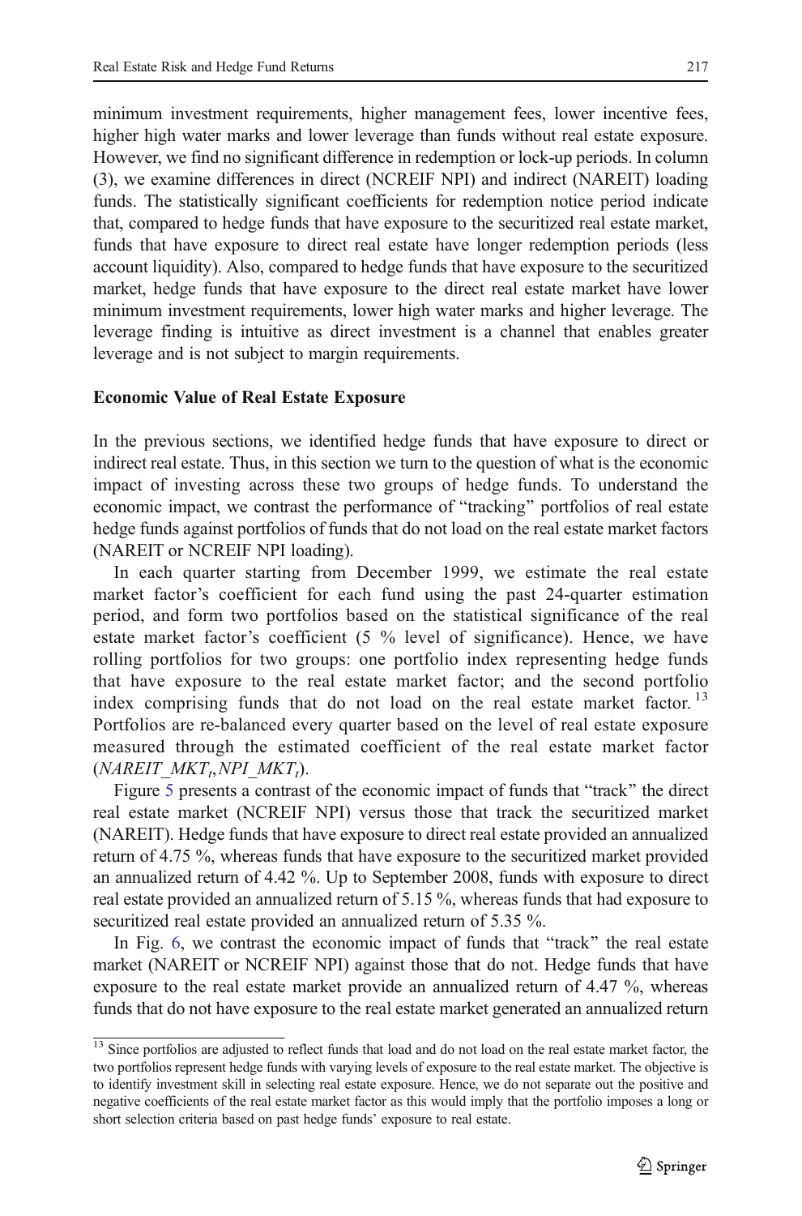minimum investment requirements, higher management fees, lower incentive fees, higher high water marks and lower leverage than funds without real estate exposure. However, we find no significant difference in redemption or lock-up periods. In column (3), we examine differences in direct (NCREIF NPI) and indirect (NAREIT) loading funds. The statistically significant coefficients for redemption notice period indicate that, compared to hedge funds that have exposure to the securitized real estate market, funds that have exposure to direct real estate have longer redemption periods (less account liquidity). Also, compared to hedge funds that have exposure to the securitized market, hedge funds that have exposure to the direct real estate market have lower minimum investment requirements, lower high water marks and higher leverage. The leverage finding is intuitive as direct investment is a channel that enables greater leverage and is not subject to margin requirements.

## Economic Value of Real Estate Exposure

In the previous sections, we identified hedge funds that have exposure to direct or indirect real estate. Thus, in this section we turn to the question of what is the economic impact of investing across these two groups of hedge funds. To understand the economic impact, we contrast the performance of "tracking" portfolios of real estate hedge funds against portfolios of funds that do not load on the real estate market factors (NAREIT or NCREIF NPI loading).

In each quarter starting from December 1999, we estimate the real estate market factor's coefficient for each fund using the past 24-quarter estimation period, and form two portfolios based on the statistical significance of the real estate market factor's coefficient (5 % level of significance). Hence, we have rolling portfolios for two groups: one portfolio index representing hedge funds that have exposure to the real estate market factor; and the second portfolio index comprising funds that do not load on the real estate market factor.[13] Portfolios are re-balanced every quarter based on the level of real estate exposure measured through the estimated coefficient of the real estate market factor ($NAREIT\_MKT_t, NPI\_MKT_t$).

Figure 5 presents a contrast of the economic impact of funds that "track" the direct real estate market (NCREIF NPI) versus those that track the securitized market (NAREIT). Hedge funds that have exposure to direct real estate provided an annualized return of 4.75 %, whereas funds that have exposure to the securitized market provided an annualized return of 4.42 %. Up to September 2008, funds with exposure to direct real estate provided an annualized return of 5.15 %, whereas funds that had exposure to securitized real estate provided an annualized return of 5.35 %.

In Fig. 6, we contrast the economic impact of funds that "track" the real estate market (NAREIT or NCREIF NPI) against those that do not. Hedge funds that have exposure to the real estate market provide an annualized return of 4.47 %, whereas funds that do not have exposure to the real estate market generated an annualized return

[13] Since portfolios are adjusted to reflect funds that load and do not load on the real estate market factor, the two portfolios represent hedge funds with varying levels of exposure to the real estate market. The objective is to identify investment skill in selecting real estate exposure. Hence, we do not separate out the positive and negative coefficients of the real estate market factor as this would imply that the portfolio imposes a long or short selection criteria based on past hedge funds' exposure to real estate.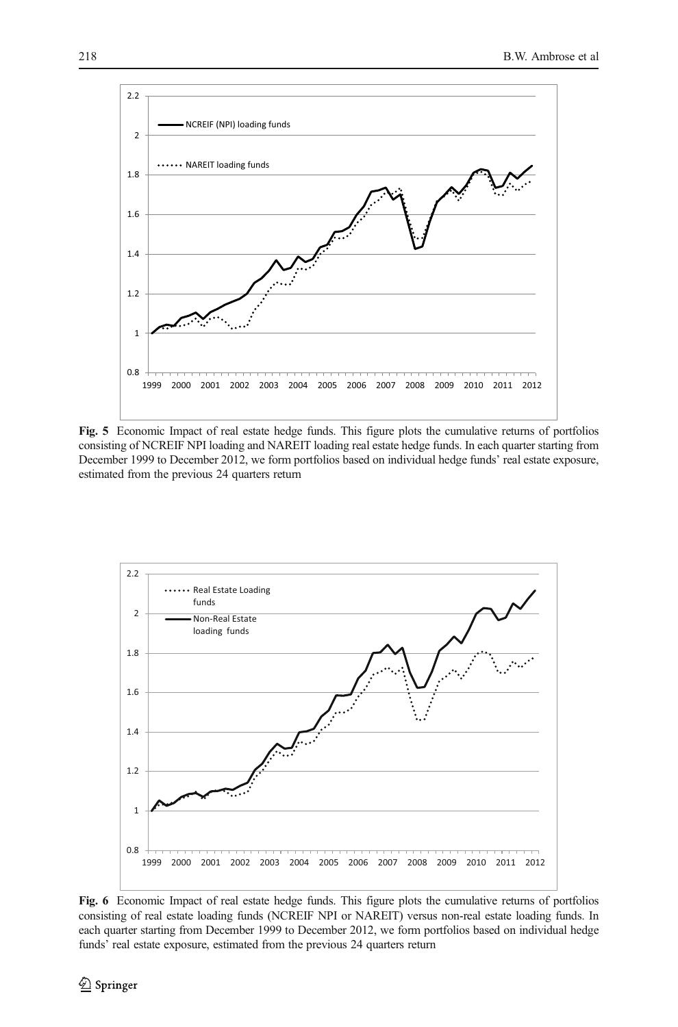**Fig. 5** Economic Impact of real estate hedge funds. This figure plots the cumulative returns of portfolios consisting of NCREIF NPI loading and NAREIT loading real estate hedge funds. In each quarter starting from December 1999 to December 2012, we form portfolios based on individual hedge funds' real estate exposure, estimated from the previous 24 quarters return

**Fig. 6** Economic Impact of real estate hedge funds. This figure plots the cumulative returns of portfolios consisting of real estate loading funds (NCREIF NPI or NAREIT) versus non-real estate loading funds. In each quarter starting from December 1999 to December 2012, we form portfolios based on individual hedge funds' real estate exposure, estimated from the previous 24 quarters return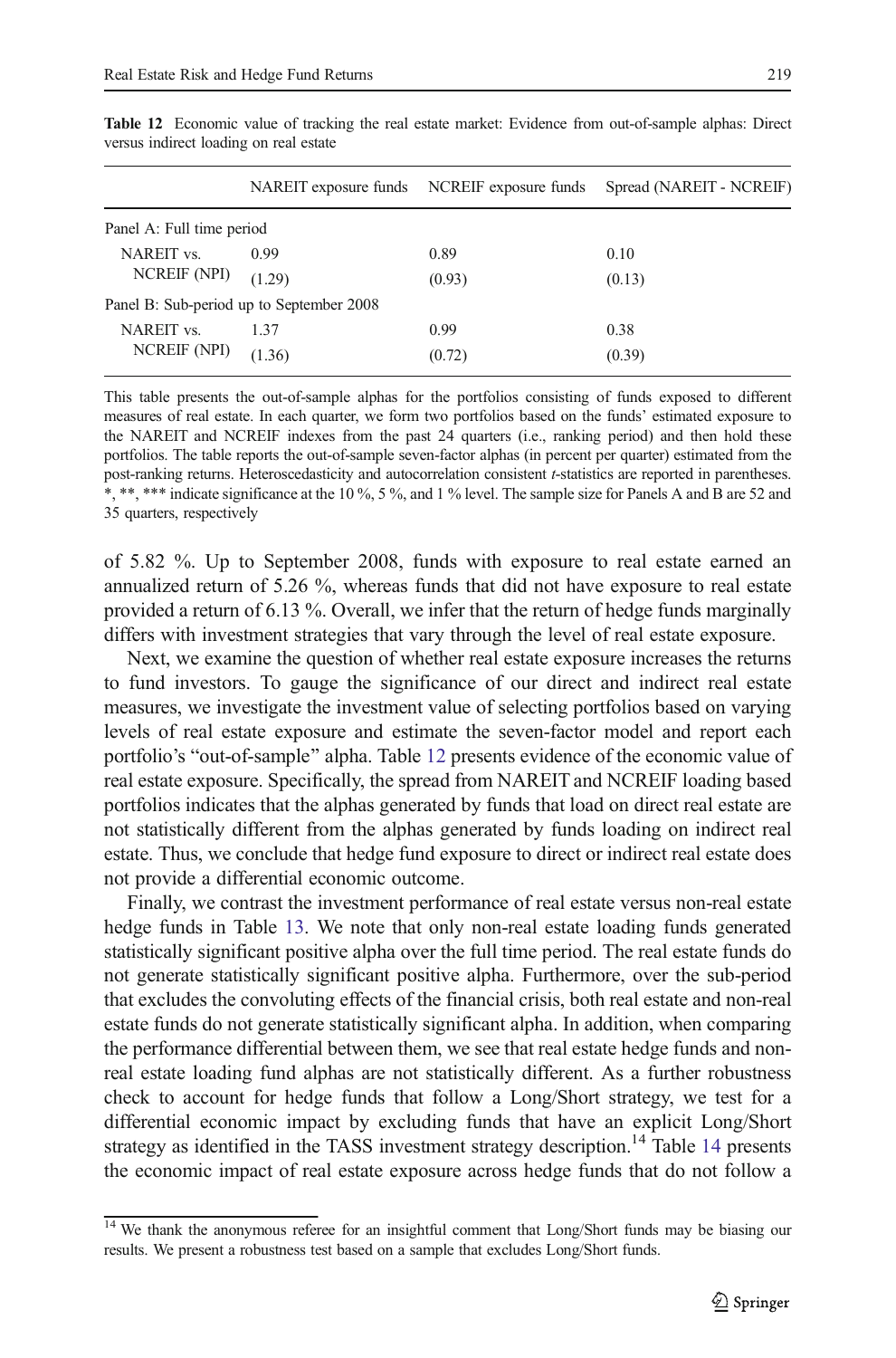**Table 12** Economic value of tracking the real estate market: Evidence from out-of-sample alphas: Direct versus indirect loading on real estate

| | NAREIT exposure funds | NCREIF exposure funds | Spread (NAREIT - NCREIF) |
|---|---|---|---|
| Panel A: Full time period | | | |
| NAREIT vs. | 0.99 | 0.89 | 0.10 |
| NCREIF (NPI) | (1.29) | (0.93) | (0.13) |
| Panel B: Sub-period up to September 2008 | | | |
| NAREIT vs. | 1.37 | 0.99 | 0.38 |
| NCREIF (NPI) | (1.36) | (0.72) | (0.39) |

This table presents the out-of-sample alphas for the portfolios consisting of funds exposed to different measures of real estate. In each quarter, we form two portfolios based on the funds' estimated exposure to the NAREIT and NCREIF indexes from the past 24 quarters (i.e., ranking period) and then hold these portfolios. The table reports the out-of-sample seven-factor alphas (in percent per quarter) estimated from the post-ranking returns. Heteroscedasticity and autocorrelation consistent *t*-statistics are reported in parentheses. *, **, *** indicate significance at the 10 %, 5 %, and 1 % level. The sample size for Panels A and B are 52 and 35 quarters, respectively

of 5.82 %. Up to September 2008, funds with exposure to real estate earned an annualized return of 5.26 %, whereas funds that did not have exposure to real estate provided a return of 6.13 %. Overall, we infer that the return of hedge funds marginally differs with investment strategies that vary through the level of real estate exposure.

Next, we examine the question of whether real estate exposure increases the returns to fund investors. To gauge the significance of our direct and indirect real estate measures, we investigate the investment value of selecting portfolios based on varying levels of real estate exposure and estimate the seven-factor model and report each portfolio's "out-of-sample" alpha. Table 12 presents evidence of the economic value of real estate exposure. Specifically, the spread from NAREIT and NCREIF loading based portfolios indicates that the alphas generated by funds that load on direct real estate are not statistically different from the alphas generated by funds loading on indirect real estate. Thus, we conclude that hedge fund exposure to direct or indirect real estate does not provide a differential economic outcome.

Finally, we contrast the investment performance of real estate versus non-real estate hedge funds in Table 13. We note that only non-real estate loading funds generated statistically significant positive alpha over the full time period. The real estate funds do not generate statistically significant positive alpha. Furthermore, over the sub-period that excludes the convoluting effects of the financial crisis, both real estate and non-real estate funds do not generate statistically significant alpha. In addition, when comparing the performance differential between them, we see that real estate hedge funds and non-real estate loading fund alphas are not statistically different. As a further robustness check to account for hedge funds that follow a Long/Short strategy, we test for a differential economic impact by excluding funds that have an explicit Long/Short strategy as identified in the TASS investment strategy description.[14] Table 14 presents the economic impact of real estate exposure across hedge funds that do not follow a

[14] We thank the anonymous referee for an insightful comment that Long/Short funds may be biasing our results. We present a robustness test based on a sample that excludes Long/Short funds.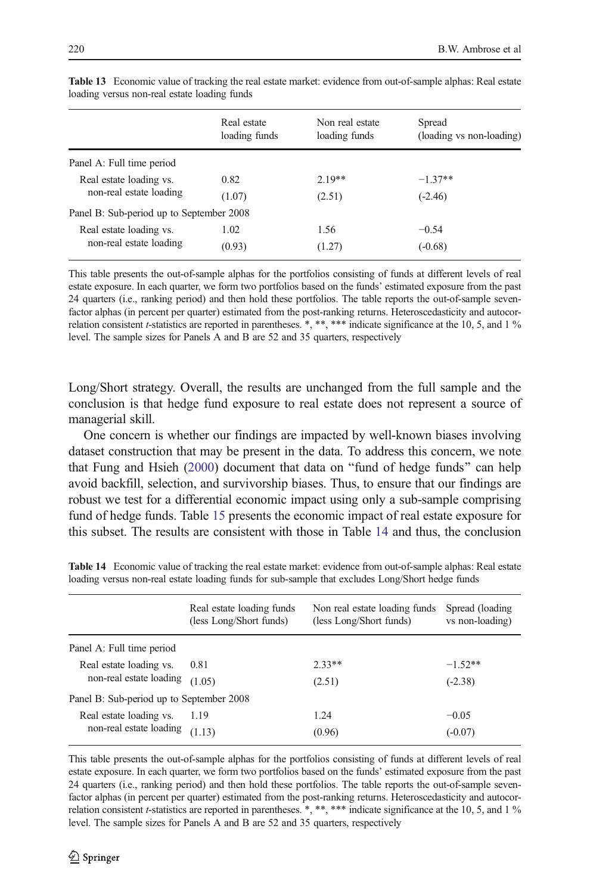**Table 13** Economic value of tracking the real estate market: evidence from out-of-sample alphas: Real estate loading versus non-real estate loading funds

| | Real estate loading funds | Non real estate loading funds | Spread (loading vs non-loading) |
|---|---|---|---|
| Panel A: Full time period | | | |
| Real estate loading vs. non-real estate loading | 0.82 | 2.19** | −1.37** |
| | (1.07) | (2.51) | (-2.46) |
| Panel B: Sub-period up to September 2008 | | | |
| Real estate loading vs. non-real estate loading | 1.02 | 1.56 | −0.54 |
| | (0.93) | (1.27) | (-0.68) |

This table presents the out-of-sample alphas for the portfolios consisting of funds at different levels of real estate exposure. In each quarter, we form two portfolios based on the funds' estimated exposure from the past 24 quarters (i.e., ranking period) and then hold these portfolios. The table reports the out-of-sample seven-factor alphas (in percent per quarter) estimated from the post-ranking returns. Heteroscedasticity and autocorrelation consistent *t*-statistics are reported in parentheses. *, **, *** indicate significance at the 10, 5, and 1 % level. The sample sizes for Panels A and B are 52 and 35 quarters, respectively

Long/Short strategy. Overall, the results are unchanged from the full sample and the conclusion is that hedge fund exposure to real estate does not represent a source of managerial skill.

One concern is whether our findings are impacted by well-known biases involving dataset construction that may be present in the data. To address this concern, we note that Fung and Hsieh (2000) document that data on "fund of hedge funds" can help avoid backfill, selection, and survivorship biases. Thus, to ensure that our findings are robust we test for a differential economic impact using only a sub-sample comprising fund of hedge funds. Table 15 presents the economic impact of real estate exposure for this subset. The results are consistent with those in Table 14 and thus, the conclusion

**Table 14** Economic value of tracking the real estate market: evidence from out-of-sample alphas: Real estate loading versus non-real estate loading funds for sub-sample that excludes Long/Short hedge funds

| | Real estate loading funds (less Long/Short funds) | Non real estate loading funds (less Long/Short funds) | Spread (loading vs non-loading) |
|---|---|---|---|
| Panel A: Full time period | | | |
| Real estate loading vs. non-real estate loading | 0.81 | 2.33** | −1.52** |
| | (1.05) | (2.51) | (-2.38) |
| Panel B: Sub-period up to September 2008 | | | |
| Real estate loading vs. non-real estate loading | 1.19 | 1.24 | −0.05 |
| | (1.13) | (0.96) | (-0.07) |

This table presents the out-of-sample alphas for the portfolios consisting of funds at different levels of real estate exposure. In each quarter, we form two portfolios based on the funds' estimated exposure from the past 24 quarters (i.e., ranking period) and then hold these portfolios. The table reports the out-of-sample seven-factor alphas (in percent per quarter) estimated from the post-ranking returns. Heteroscedasticity and autocorrelation consistent *t*-statistics are reported in parentheses. *, **, *** indicate significance at the 10, 5, and 1 % level. The sample sizes for Panels A and B are 52 and 35 quarters, respectively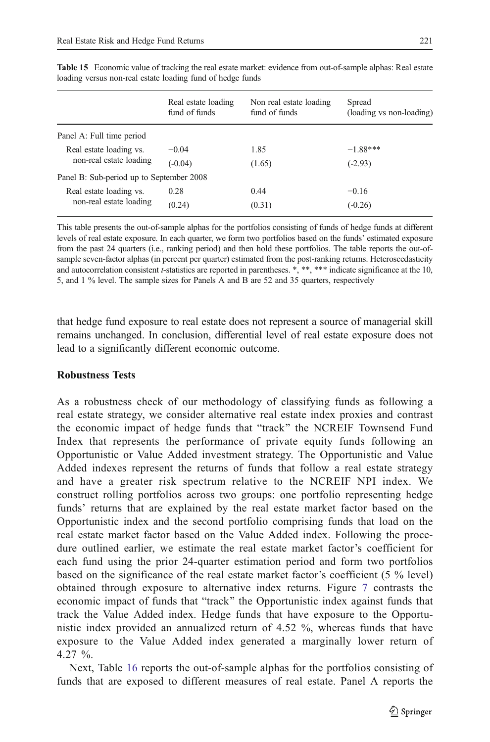**Table 15** Economic value of tracking the real estate market: evidence from out-of-sample alphas: Real estate loading versus non-real estate loading fund of hedge funds

| | Real estate loading fund of funds | Non real estate loading fund of funds | Spread (loading vs non-loading) |
|---|---|---|---|
| Panel A: Full time period | | | |
| Real estate loading vs. non-real estate loading | −0.04 | 1.85 | −1.88*** |
| | (-0.04) | (1.65) | (-2.93) |
| Panel B: Sub-period up to September 2008 | | | |
| Real estate loading vs. non-real estate loading | 0.28 | 0.44 | −0.16 |
| | (0.24) | (0.31) | (-0.26) |

This table presents the out-of-sample alphas for the portfolios consisting of funds of hedge funds at different levels of real estate exposure. In each quarter, we form two portfolios based on the funds' estimated exposure from the past 24 quarters (i.e., ranking period) and then hold these portfolios. The table reports the out-of-sample seven-factor alphas (in percent per quarter) estimated from the post-ranking returns. Heteroscedasticity and autocorrelation consistent *t*-statistics are reported in parentheses. *, **, *** indicate significance at the 10, 5, and 1 % level. The sample sizes for Panels A and B are 52 and 35 quarters, respectively

that hedge fund exposure to real estate does not represent a source of managerial skill remains unchanged. In conclusion, differential level of real estate exposure does not lead to a significantly different economic outcome.

## Robustness Tests

As a robustness check of our methodology of classifying funds as following a real estate strategy, we consider alternative real estate index proxies and contrast the economic impact of hedge funds that "track" the NCREIF Townsend Fund Index that represents the performance of private equity funds following an Opportunistic or Value Added investment strategy. The Opportunistic and Value Added indexes represent the returns of funds that follow a real estate strategy and have a greater risk spectrum relative to the NCREIF NPI index. We construct rolling portfolios across two groups: one portfolio representing hedge funds' returns that are explained by the real estate market factor based on the Opportunistic index and the second portfolio comprising funds that load on the real estate market factor based on the Value Added index. Following the procedure outlined earlier, we estimate the real estate market factor's coefficient for each fund using the prior 24-quarter estimation period and form two portfolios based on the significance of the real estate market factor's coefficient (5 % level) obtained through exposure to alternative index returns. Figure 7 contrasts the economic impact of funds that "track" the Opportunistic index against funds that track the Value Added index. Hedge funds that have exposure to the Opportunistic index provided an annualized return of 4.52 %, whereas funds that have exposure to the Value Added index generated a marginally lower return of 4.27 %.

Next, Table 16 reports the out-of-sample alphas for the portfolios consisting of funds that are exposed to different measures of real estate. Panel A reports the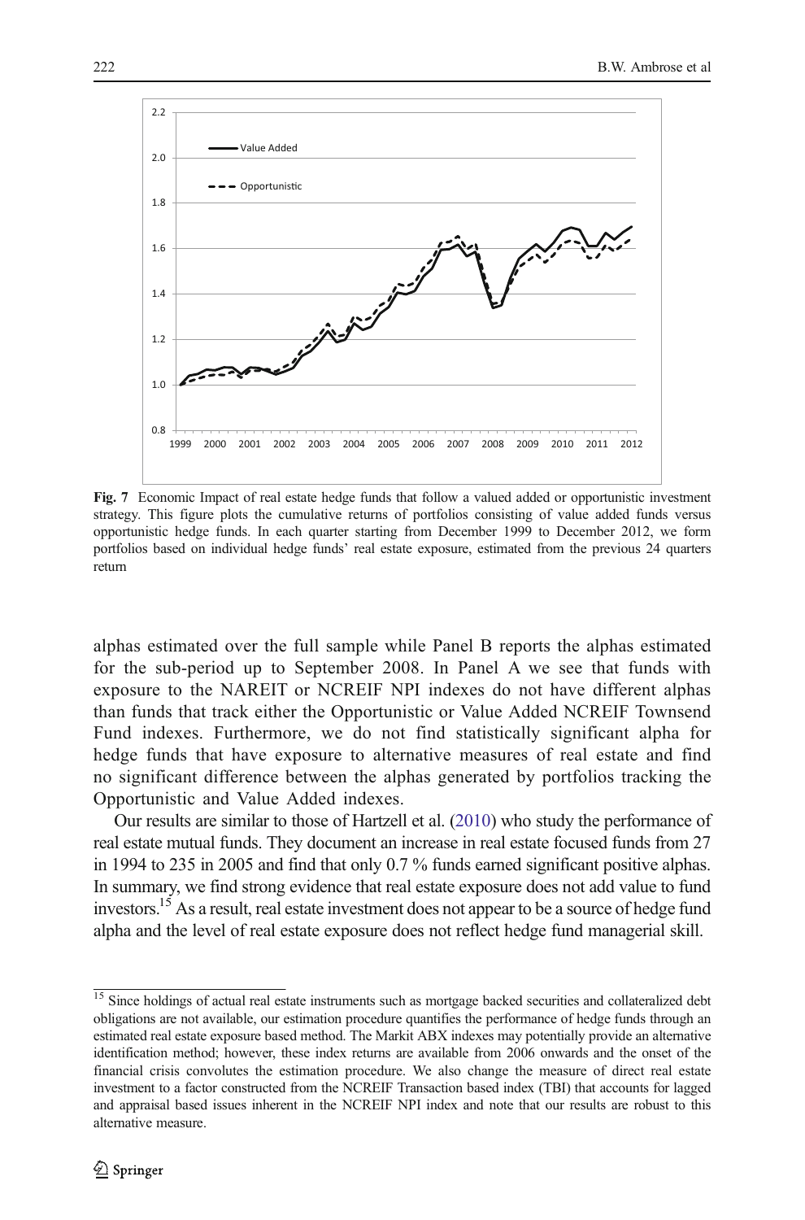**Fig. 7** Economic Impact of real estate hedge funds that follow a valued added or opportunistic investment strategy. This figure plots the cumulative returns of portfolios consisting of value added funds versus opportunistic hedge funds. In each quarter starting from December 1999 to December 2012, we form portfolios based on individual hedge funds' real estate exposure, estimated from the previous 24 quarters return

alphas estimated over the full sample while Panel B reports the alphas estimated for the sub-period up to September 2008. In Panel A we see that funds with exposure to the NAREIT or NCREIF NPI indexes do not have different alphas than funds that track either the Opportunistic or Value Added NCREIF Townsend Fund indexes. Furthermore, we do not find statistically significant alpha for hedge funds that have exposure to alternative measures of real estate and find no significant difference between the alphas generated by portfolios tracking the Opportunistic and Value Added indexes.

Our results are similar to those of Hartzell et al. (2010) who study the performance of real estate mutual funds. They document an increase in real estate focused funds from 27 in 1994 to 235 in 2005 and find that only 0.7 % funds earned significant positive alphas. In summary, we find strong evidence that real estate exposure does not add value to fund investors.[15] As a result, real estate investment does not appear to be a source of hedge fund alpha and the level of real estate exposure does not reflect hedge fund managerial skill.

[15] Since holdings of actual real estate instruments such as mortgage backed securities and collateralized debt obligations are not available, our estimation procedure quantifies the performance of hedge funds through an estimated real estate exposure based method. The Markit ABX indexes may potentially provide an alternative identification method; however, these index returns are available from 2006 onwards and the onset of the financial crisis convolutes the estimation procedure. We also change the measure of direct real estate investment to a factor constructed from the NCREIF Transaction based index (TBI) that accounts for lagged and appraisal based issues inherent in the NCREIF NPI index and note that our results are robust to this alternative measure.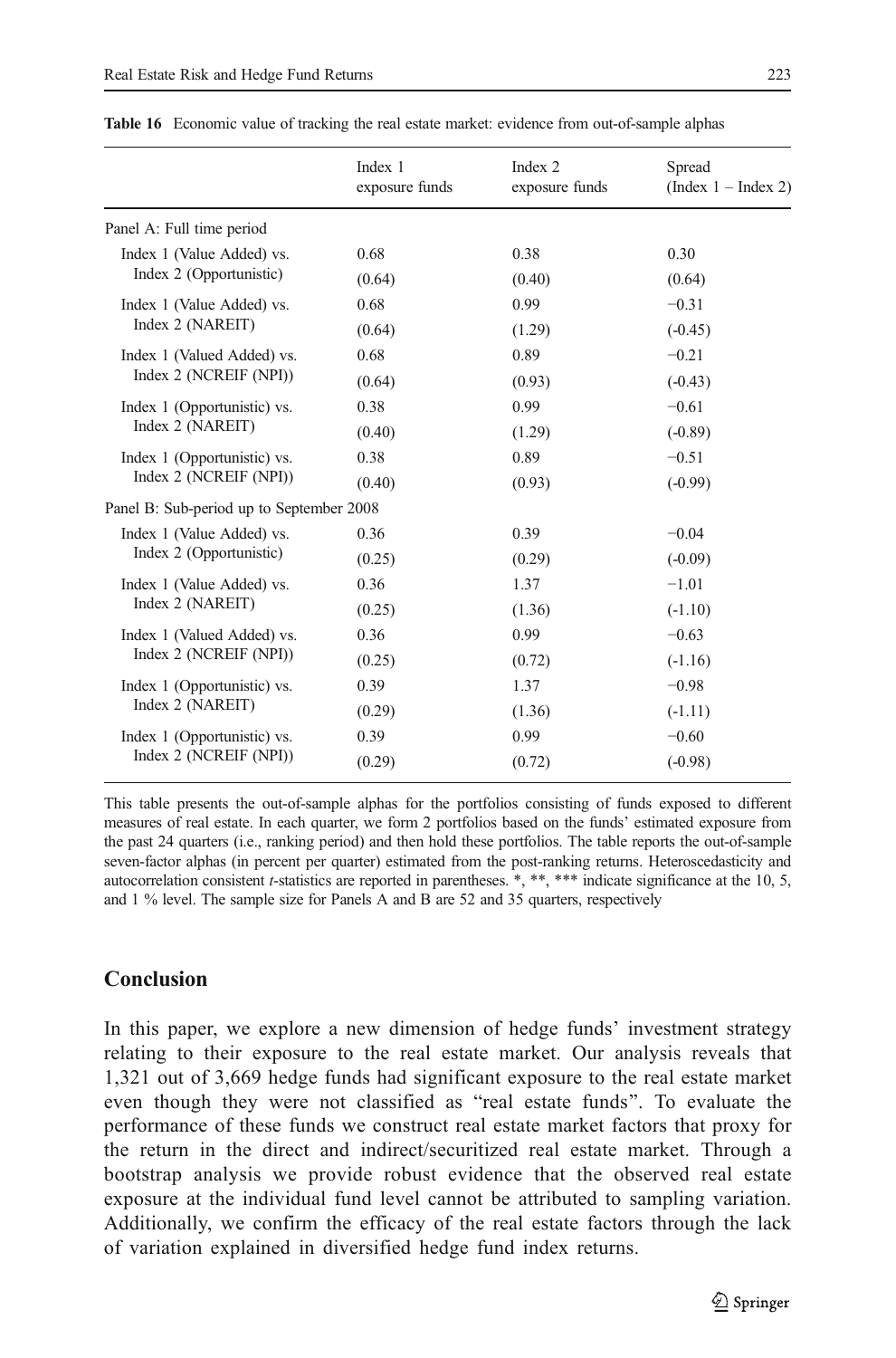**Table 16** Economic value of tracking the real estate market: evidence from out-of-sample alphas

| | Index 1 exposure funds | Index 2 exposure funds | Spread (Index 1 – Index 2) |
|---|---|---|---|
| Panel A: Full time period | | | |
| Index 1 (Value Added) vs. Index 2 (Opportunistic) | 0.68 | 0.38 | 0.30 |
| | (0.64) | (0.40) | (0.64) |
| Index 1 (Value Added) vs. Index 2 (NAREIT) | 0.68 | 0.99 | −0.31 |
| | (0.64) | (1.29) | (-0.45) |
| Index 1 (Valued Added) vs. Index 2 (NCREIF (NPI)) | 0.68 | 0.89 | −0.21 |
| | (0.64) | (0.93) | (-0.43) |
| Index 1 (Opportunistic) vs. Index 2 (NAREIT) | 0.38 | 0.99 | −0.61 |
| | (0.40) | (1.29) | (-0.89) |
| Index 1 (Opportunistic) vs. Index 2 (NCREIF (NPI)) | 0.38 | 0.89 | −0.51 |
| | (0.40) | (0.93) | (-0.99) |
| Panel B: Sub-period up to September 2008 | | | |
| Index 1 (Value Added) vs. Index 2 (Opportunistic) | 0.36 | 0.39 | −0.04 |
| | (0.25) | (0.29) | (-0.09) |
| Index 1 (Value Added) vs. Index 2 (NAREIT) | 0.36 | 1.37 | −1.01 |
| | (0.25) | (1.36) | (-1.10) |
| Index 1 (Valued Added) vs. Index 2 (NCREIF (NPI)) | 0.36 | 0.99 | −0.63 |
| | (0.25) | (0.72) | (-1.16) |
| Index 1 (Opportunistic) vs. Index 2 (NAREIT) | 0.39 | 1.37 | −0.98 |
| | (0.29) | (1.36) | (-1.11) |
| Index 1 (Opportunistic) vs. Index 2 (NCREIF (NPI)) | 0.39 | 0.99 | −0.60 |
| | (0.29) | (0.72) | (-0.98) |

This table presents the out-of-sample alphas for the portfolios consisting of funds exposed to different measures of real estate. In each quarter, we form 2 portfolios based on the funds' estimated exposure from the past 24 quarters (i.e., ranking period) and then hold these portfolios. The table reports the out-of-sample seven-factor alphas (in percent per quarter) estimated from the post-ranking returns. Heteroscedasticity and autocorrelation consistent *t*-statistics are reported in parentheses. *, **, *** indicate significance at the 10, 5, and 1 % level. The sample size for Panels A and B are 52 and 35 quarters, respectively

## Conclusion

In this paper, we explore a new dimension of hedge funds' investment strategy relating to their exposure to the real estate market. Our analysis reveals that 1,321 out of 3,669 hedge funds had significant exposure to the real estate market even though they were not classified as "real estate funds". To evaluate the performance of these funds we construct real estate market factors that proxy for the return in the direct and indirect/securitized real estate market. Through a bootstrap analysis we provide robust evidence that the observed real estate exposure at the individual fund level cannot be attributed to sampling variation. Additionally, we confirm the efficacy of the real estate factors through the lack of variation explained in diversified hedge fund index returns.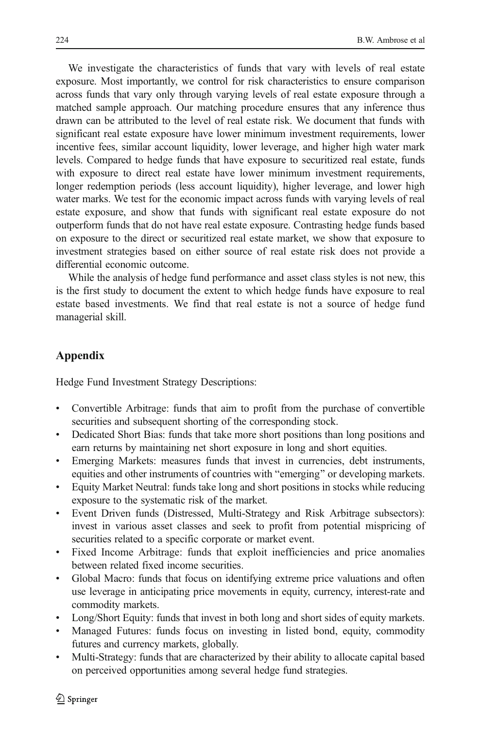We investigate the characteristics of funds that vary with levels of real estate exposure. Most importantly, we control for risk characteristics to ensure comparison across funds that vary only through varying levels of real estate exposure through a matched sample approach. Our matching procedure ensures that any inference thus drawn can be attributed to the level of real estate risk. We document that funds with significant real estate exposure have lower minimum investment requirements, lower incentive fees, similar account liquidity, lower leverage, and higher high water mark levels. Compared to hedge funds that have exposure to securitized real estate, funds with exposure to direct real estate have lower minimum investment requirements, longer redemption periods (less account liquidity), higher leverage, and lower high water marks. We test for the economic impact across funds with varying levels of real estate exposure, and show that funds with significant real estate exposure do not outperform funds that do not have real estate exposure. Contrasting hedge funds based on exposure to the direct or securitized real estate market, we show that exposure to investment strategies based on either source of real estate risk does not provide a differential economic outcome.

While the analysis of hedge fund performance and asset class styles is not new, this is the first study to document the extent to which hedge funds have exposure to real estate based investments. We find that real estate is not a source of hedge fund managerial skill.

## Appendix

Hedge Fund Investment Strategy Descriptions:

- Convertible Arbitrage: funds that aim to profit from the purchase of convertible securities and subsequent shorting of the corresponding stock.
- Dedicated Short Bias: funds that take more short positions than long positions and earn returns by maintaining net short exposure in long and short equities.
- Emerging Markets: measures funds that invest in currencies, debt instruments, equities and other instruments of countries with "emerging" or developing markets.
- Equity Market Neutral: funds take long and short positions in stocks while reducing exposure to the systematic risk of the market.
- Event Driven funds (Distressed, Multi-Strategy and Risk Arbitrage subsectors): invest in various asset classes and seek to profit from potential mispricing of securities related to a specific corporate or market event.
- Fixed Income Arbitrage: funds that exploit inefficiencies and price anomalies between related fixed income securities.
- Global Macro: funds that focus on identifying extreme price valuations and often use leverage in anticipating price movements in equity, currency, interest-rate and commodity markets.
- Long/Short Equity: funds that invest in both long and short sides of equity markets.
- Managed Futures: funds focus on investing in listed bond, equity, commodity futures and currency markets, globally.
- Multi-Strategy: funds that are characterized by their ability to allocate capital based on perceived opportunities among several hedge fund strategies.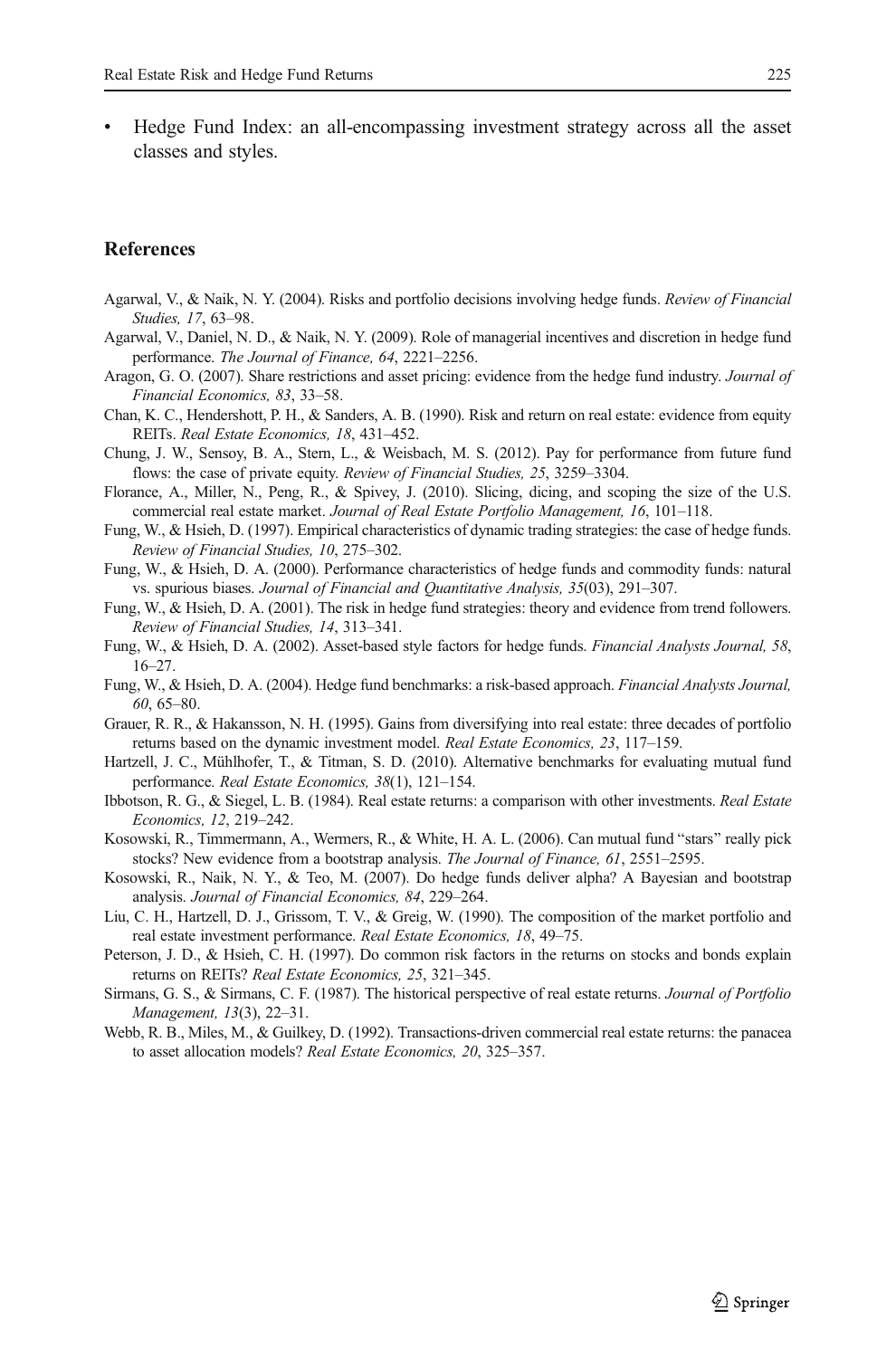- Hedge Fund Index: an all-encompassing investment strategy across all the asset classes and styles.

## References

Agarwal, V., & Naik, N. Y. (2004). Risks and portfolio decisions involving hedge funds. *Review of Financial Studies, 17*, 63–98.

Agarwal, V., Daniel, N. D., & Naik, N. Y. (2009). Role of managerial incentives and discretion in hedge fund performance. *The Journal of Finance, 64*, 2221–2256.

Aragon, G. O. (2007). Share restrictions and asset pricing: evidence from the hedge fund industry. *Journal of Financial Economics, 83*, 33–58.

Chan, K. C., Hendershott, P. H., & Sanders, A. B. (1990). Risk and return on real estate: evidence from equity REITs. *Real Estate Economics, 18*, 431–452.

Chung, J. W., Sensoy, B. A., Stern, L., & Weisbach, M. S. (2012). Pay for performance from future fund flows: the case of private equity. *Review of Financial Studies, 25*, 3259–3304.

Florance, A., Miller, N., Peng, R., & Spivey, J. (2010). Slicing, dicing, and scoping the size of the U.S. commercial real estate market. *Journal of Real Estate Portfolio Management, 16*, 101–118.

Fung, W., & Hsieh, D. (1997). Empirical characteristics of dynamic trading strategies: the case of hedge funds. *Review of Financial Studies, 10*, 275–302.

Fung, W., & Hsieh, D. A. (2000). Performance characteristics of hedge funds and commodity funds: natural vs. spurious biases. *Journal of Financial and Quantitative Analysis, 35*(03), 291–307.

Fung, W., & Hsieh, D. A. (2001). The risk in hedge fund strategies: theory and evidence from trend followers. *Review of Financial Studies, 14*, 313–341.

Fung, W., & Hsieh, D. A. (2002). Asset-based style factors for hedge funds. *Financial Analysts Journal, 58*, 16–27.

Fung, W., & Hsieh, D. A. (2004). Hedge fund benchmarks: a risk-based approach. *Financial Analysts Journal, 60*, 65–80.

Grauer, R. R., & Hakansson, N. H. (1995). Gains from diversifying into real estate: three decades of portfolio returns based on the dynamic investment model. *Real Estate Economics, 23*, 117–159.

Hartzell, J. C., Mühlhofer, T., & Titman, S. D. (2010). Alternative benchmarks for evaluating mutual fund performance. *Real Estate Economics, 38*(1), 121–154.

Ibbotson, R. G., & Siegel, L. B. (1984). Real estate returns: a comparison with other investments. *Real Estate Economics, 12*, 219–242.

Kosowski, R., Timmermann, A., Wermers, R., & White, H. A. L. (2006). Can mutual fund "stars" really pick stocks? New evidence from a bootstrap analysis. *The Journal of Finance, 61*, 2551–2595.

Kosowski, R., Naik, N. Y., & Teo, M. (2007). Do hedge funds deliver alpha? A Bayesian and bootstrap analysis. *Journal of Financial Economics, 84*, 229–264.

Liu, C. H., Hartzell, D. J., Grissom, T. V., & Greig, W. (1990). The composition of the market portfolio and real estate investment performance. *Real Estate Economics, 18*, 49–75.

Peterson, J. D., & Hsieh, C. H. (1997). Do common risk factors in the returns on stocks and bonds explain returns on REITs? *Real Estate Economics, 25*, 321–345.

Sirmans, G. S., & Sirmans, C. F. (1987). The historical perspective of real estate returns. *Journal of Portfolio Management, 13*(3), 22–31.

Webb, R. B., Miles, M., & Guilkey, D. (1992). Transactions-driven commercial real estate returns: the panacea to asset allocation models? *Real Estate Economics, 20*, 325–357.